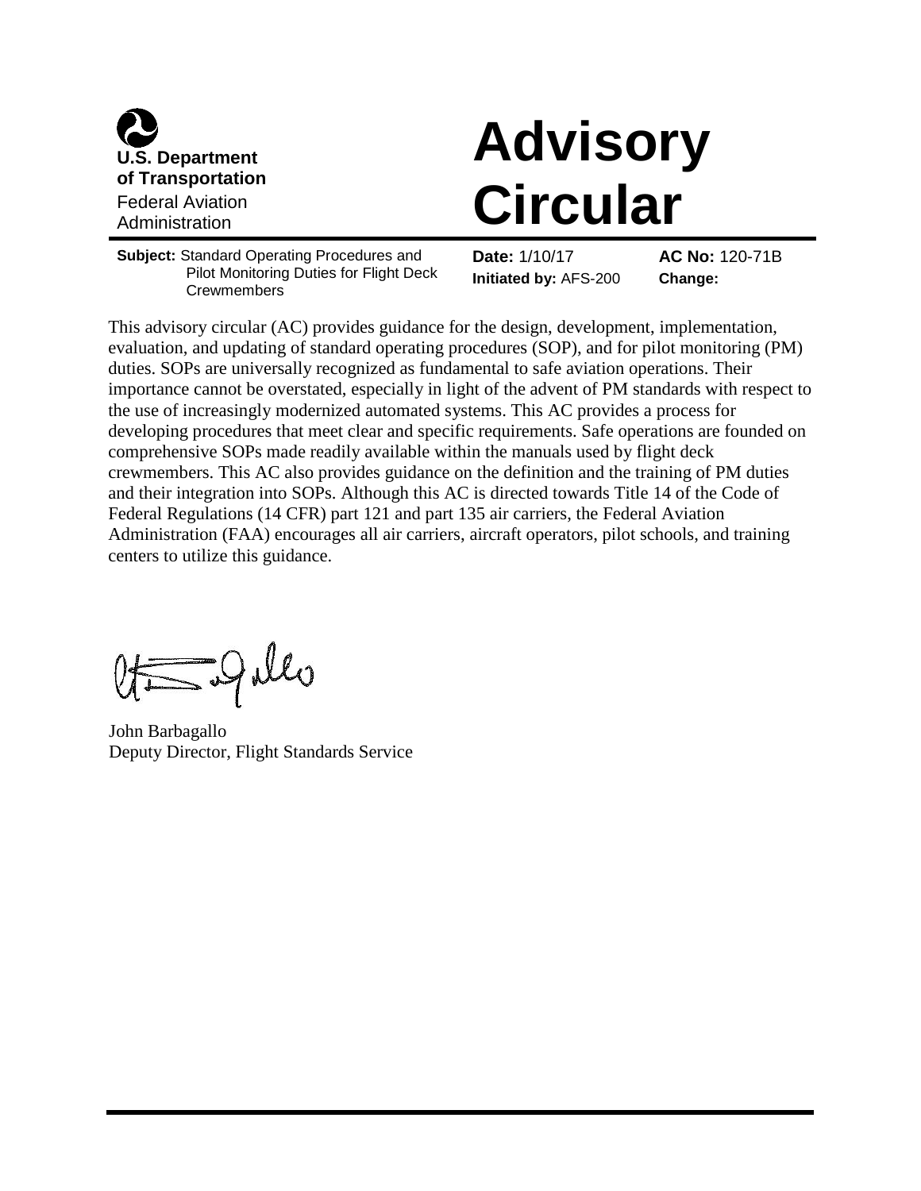U.S. Department of Transportation

Federal Aviation Administration

# Advisory Circular

**Subject:** Standard Operating Procedures and Pilot Monitoring Duties for Flight Deck Crewmembers

**Date:** 1/10/17

**Initiated by:** AFS-200

**AC No:** 120-71B

**Change:**

This advisory circular (AC) provides guidance for the design, development, implementation, evaluation, and updating of standard operating procedures (SOP), and for pilot monitoring (PM) duties. SOPs are universally recognized as fundamental to safe aviation operations. Their importance cannot be overstated, especially in light of the advent of PM standards with respect to the use of increasingly modernized automated systems. This AC provides a process for developing procedures that meet clear and specific requirements. Safe operations are founded on comprehensive SOPs made readily available within the manuals used by flight deck crewmembers. This AC also provides guidance on the definition and the training of PM duties and their integration into SOPs. Although this AC is directed towards Title 14 of the Code of Federal Regulations (14 CFR) part 121 and part 135 air carriers, the Federal Aviation Administration (FAA) encourages all air carriers, aircraft operators, pilot schools, and training centers to utilize this guidance.

John Barbagallo
Deputy Director, Flight Standards Service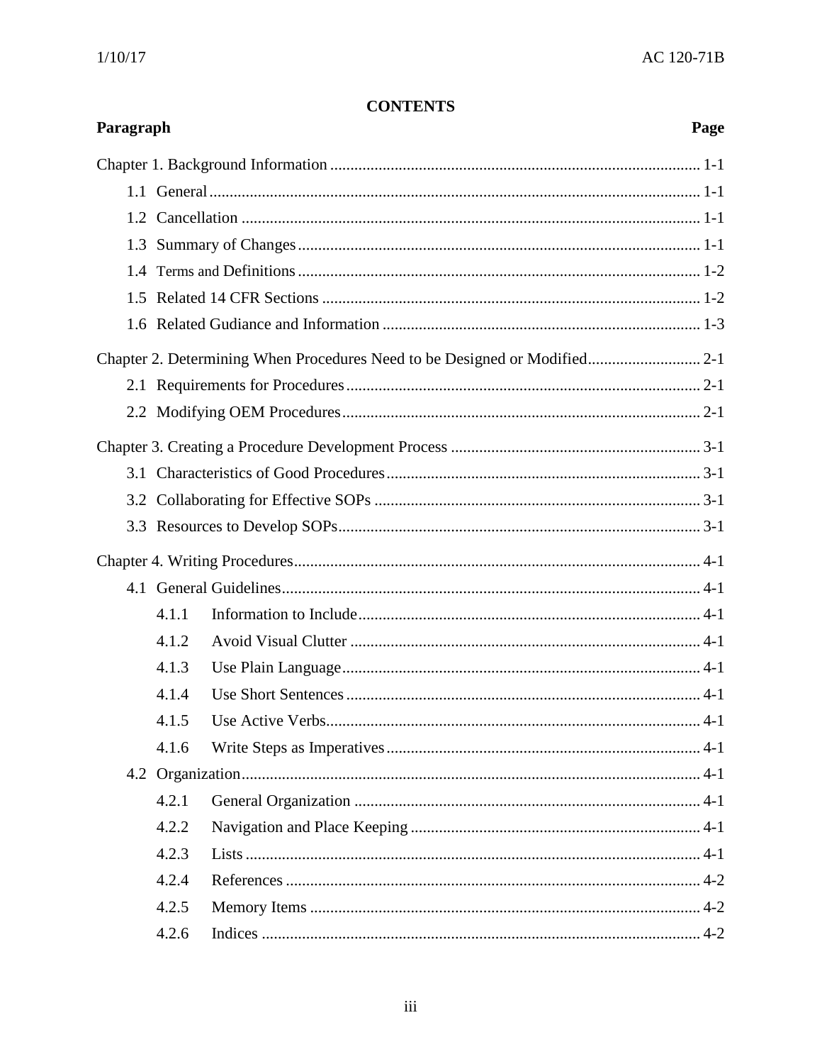**CONTENTS**

| Paragraph | Page |
|---|---|
| Chapter 1. Background Information | 1-1 |
| 1.1 General | 1-1 |
| 1.2 Cancellation | 1-1 |
| 1.3 Summary of Changes | 1-1 |
| 1.4 Terms and Definitions | 1-2 |
| 1.5 Related 14 CFR Sections | 1-2 |
| 1.6 Related Gudiance and Information | 1-3 |
| Chapter 2. Determining When Procedures Need to be Designed or Modified | 2-1 |
| 2.1 Requirements for Procedures | 2-1 |
| 2.2 Modifying OEM Procedures | 2-1 |
| Chapter 3. Creating a Procedure Development Process | 3-1 |
| 3.1 Characteristics of Good Procedures | 3-1 |
| 3.2 Collaborating for Effective SOPs | 3-1 |
| 3.3 Resources to Develop SOPs | 3-1 |
| Chapter 4. Writing Procedures | 4-1 |
| 4.1 General Guidelines | 4-1 |
| 4.1.1 Information to Include | 4-1 |
| 4.1.2 Avoid Visual Clutter | 4-1 |
| 4.1.3 Use Plain Language | 4-1 |
| 4.1.4 Use Short Sentences | 4-1 |
| 4.1.5 Use Active Verbs | 4-1 |
| 4.1.6 Write Steps as Imperatives | 4-1 |
| 4.2 Organization | 4-1 |
| 4.2.1 General Organization | 4-1 |
| 4.2.2 Navigation and Place Keeping | 4-1 |
| 4.2.3 Lists | 4-1 |
| 4.2.4 References | 4-2 |
| 4.2.5 Memory Items | 4-2 |
| 4.2.6 Indices | 4-2 |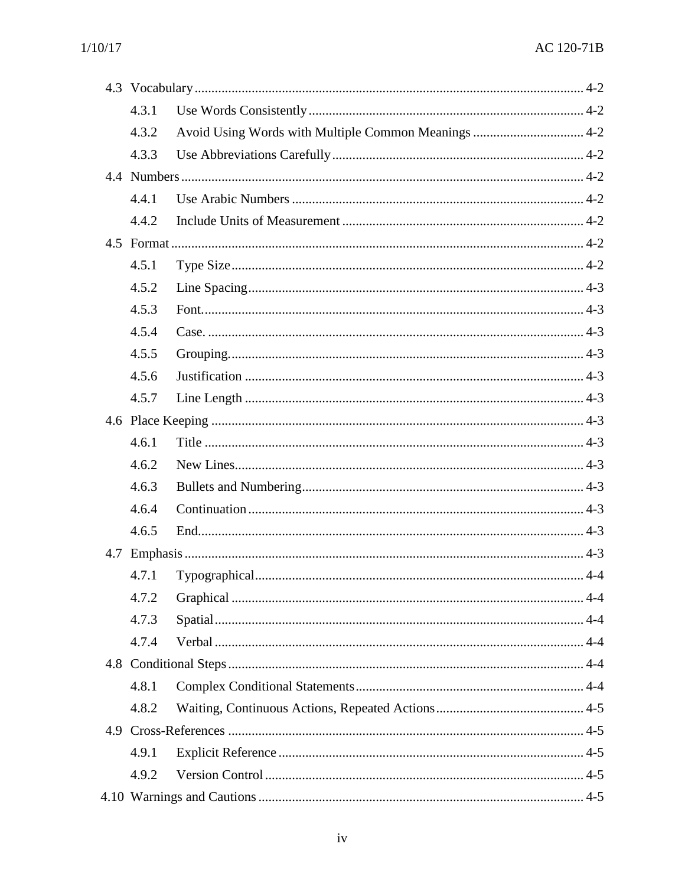- 4.3 Vocabulary ... 4-2
  - 4.3.1 Use Words Consistently ... 4-2
  - 4.3.2 Avoid Using Words with Multiple Common Meanings ... 4-2
  - 4.3.3 Use Abbreviations Carefully ... 4-2
- 4.4 Numbers ... 4-2
  - 4.4.1 Use Arabic Numbers ... 4-2
  - 4.4.2 Include Units of Measurement ... 4-2
- 4.5 Format ... 4-2
  - 4.5.1 Type Size ... 4-2
  - 4.5.2 Line Spacing ... 4-3
  - 4.5.3 Font. ... 4-3
  - 4.5.4 Case. ... 4-3
  - 4.5.5 Grouping. ... 4-3
  - 4.5.6 Justification ... 4-3
  - 4.5.7 Line Length ... 4-3
- 4.6 Place Keeping ... 4-3
  - 4.6.1 Title ... 4-3
  - 4.6.2 New Lines ... 4-3
  - 4.6.3 Bullets and Numbering ... 4-3
  - 4.6.4 Continuation ... 4-3
  - 4.6.5 End ... 4-3
- 4.7 Emphasis ... 4-3
  - 4.7.1 Typographical ... 4-4
  - 4.7.2 Graphical ... 4-4
  - 4.7.3 Spatial ... 4-4
  - 4.7.4 Verbal ... 4-4
- 4.8 Conditional Steps ... 4-4
  - 4.8.1 Complex Conditional Statements ... 4-4
  - 4.8.2 Waiting, Continuous Actions, Repeated Actions ... 4-5
- 4.9 Cross-References ... 4-5
  - 4.9.1 Explicit Reference ... 4-5
  - 4.9.2 Version Control ... 4-5
- 4.10 Warnings and Cautions ... 4-5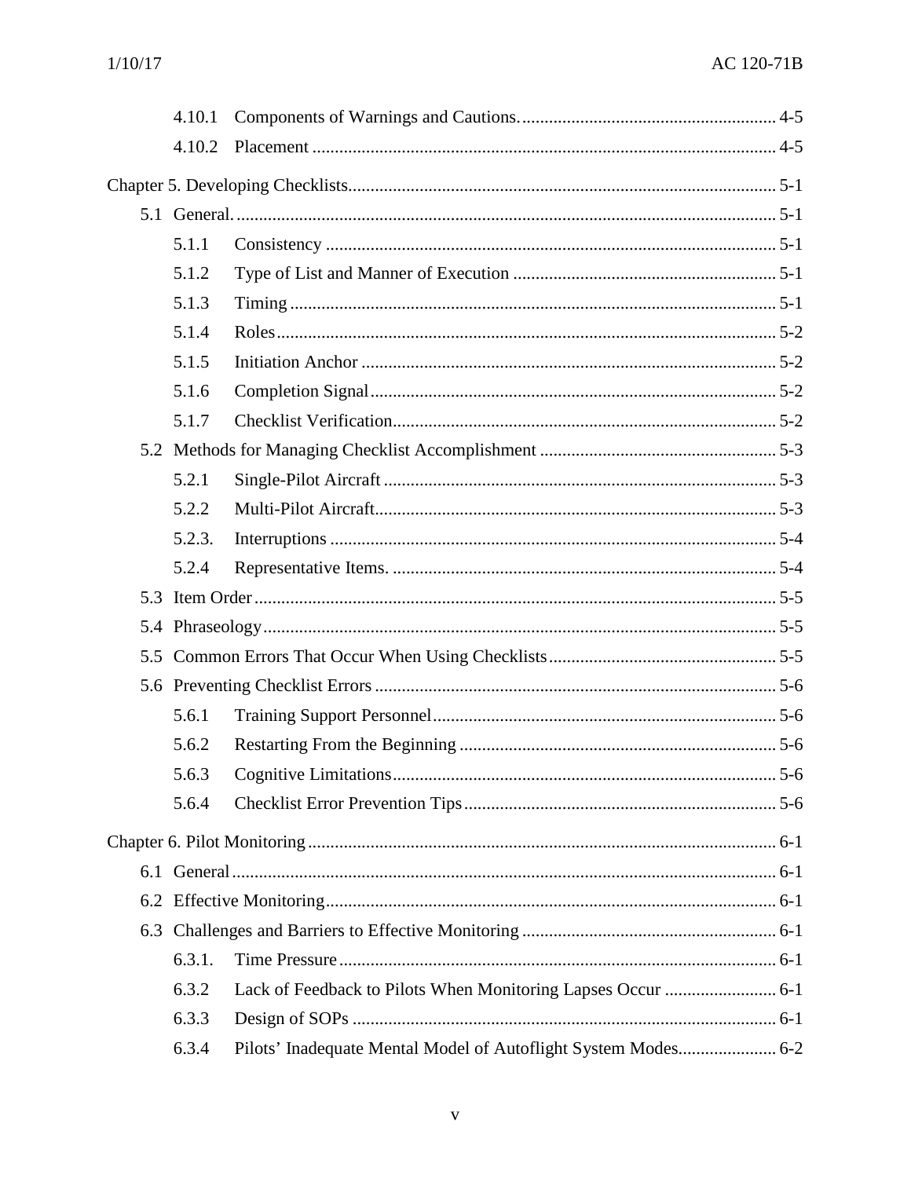4.10.1 Components of Warnings and Cautions. 4-5

4.10.2 Placement 4-5

Chapter 5. Developing Checklists 5-1

5.1 General. 5-1

5.1.1 Consistency 5-1

5.1.2 Type of List and Manner of Execution 5-1

5.1.3 Timing 5-1

5.1.4 Roles 5-2

5.1.5 Initiation Anchor 5-2

5.1.6 Completion Signal 5-2

5.1.7 Checklist Verification 5-2

5.2 Methods for Managing Checklist Accomplishment 5-3

5.2.1 Single-Pilot Aircraft 5-3

5.2.2 Multi-Pilot Aircraft 5-3

5.2.3. Interruptions 5-4

5.2.4 Representative Items. 5-4

5.3 Item Order 5-5

5.4 Phraseology 5-5

5.5 Common Errors That Occur When Using Checklists 5-5

5.6 Preventing Checklist Errors 5-6

5.6.1 Training Support Personnel 5-6

5.6.2 Restarting From the Beginning 5-6

5.6.3 Cognitive Limitations 5-6

5.6.4 Checklist Error Prevention Tips 5-6

Chapter 6. Pilot Monitoring 6-1

6.1 General 6-1

6.2 Effective Monitoring 6-1

6.3 Challenges and Barriers to Effective Monitoring 6-1

6.3.1. Time Pressure 6-1

6.3.2 Lack of Feedback to Pilots When Monitoring Lapses Occur 6-1

6.3.3 Design of SOPs 6-1

6.3.4 Pilots' Inadequate Mental Model of Autoflight System Modes 6-2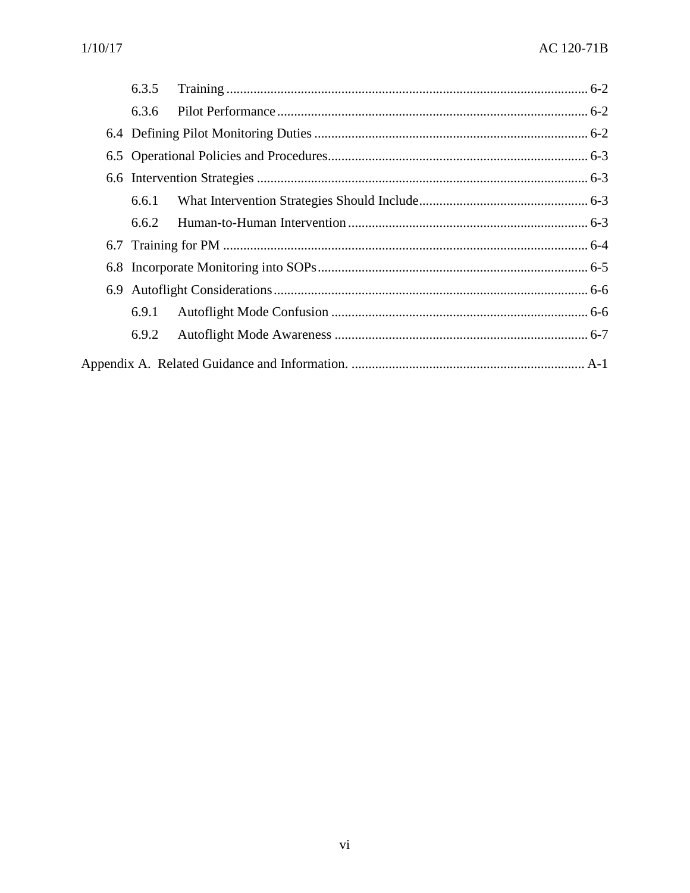6.3.5 Training ........................................................................................................ 6-2

6.3.6 Pilot Performance ......................................................................................... 6-2

6.4 Defining Pilot Monitoring Duties ................................................................................ 6-2

6.5 Operational Policies and Procedures............................................................................ 6-3

6.6 Intervention Strategies ................................................................................................. 6-3

6.6.1 What Intervention Strategies Should Include.................................................. 6-3

6.6.2 Human-to-Human Intervention ...................................................................... 6-3

6.7 Training for PM ........................................................................................................... 6-4

6.8 Incorporate Monitoring into SOPs............................................................................... 6-5

6.9 Autoflight Considerations............................................................................................ 6-6

6.9.1 Autoflight Mode Confusion ........................................................................... 6-6

6.9.2 Autoflight Mode Awareness .......................................................................... 6-7

Appendix A. Related Guidance and Information. .................................................................... A-1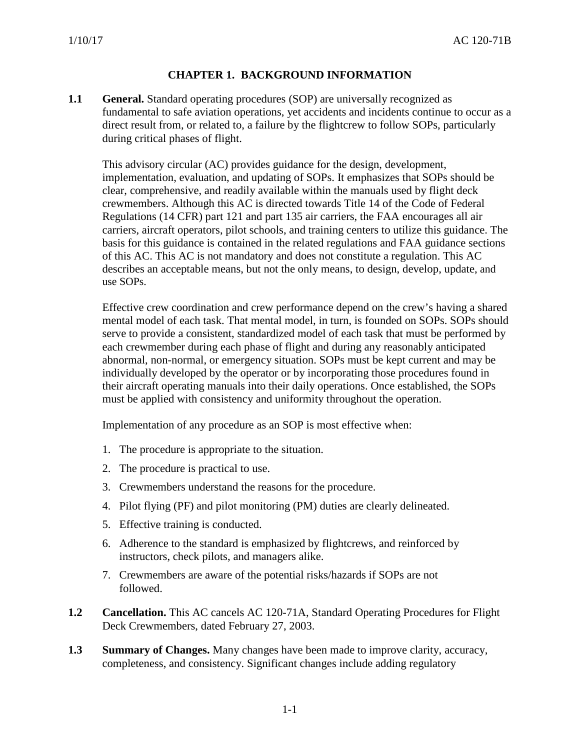# CHAPTER 1. BACKGROUND INFORMATION

**1.1 General.** Standard operating procedures (SOP) are universally recognized as fundamental to safe aviation operations, yet accidents and incidents continue to occur as a direct result from, or related to, a failure by the flightcrew to follow SOPs, particularly during critical phases of flight.

This advisory circular (AC) provides guidance for the design, development, implementation, evaluation, and updating of SOPs. It emphasizes that SOPs should be clear, comprehensive, and readily available within the manuals used by flight deck crewmembers. Although this AC is directed towards Title 14 of the Code of Federal Regulations (14 CFR) part 121 and part 135 air carriers, the FAA encourages all air carriers, aircraft operators, pilot schools, and training centers to utilize this guidance. The basis for this guidance is contained in the related regulations and FAA guidance sections of this AC. This AC is not mandatory and does not constitute a regulation. This AC describes an acceptable means, but not the only means, to design, develop, update, and use SOPs.

Effective crew coordination and crew performance depend on the crew's having a shared mental model of each task. That mental model, in turn, is founded on SOPs. SOPs should serve to provide a consistent, standardized model of each task that must be performed by each crewmember during each phase of flight and during any reasonably anticipated abnormal, non-normal, or emergency situation. SOPs must be kept current and may be individually developed by the operator or by incorporating those procedures found in their aircraft operating manuals into their daily operations. Once established, the SOPs must be applied with consistency and uniformity throughout the operation.

Implementation of any procedure as an SOP is most effective when:

1. The procedure is appropriate to the situation.
2. The procedure is practical to use.
3. Crewmembers understand the reasons for the procedure.
4. Pilot flying (PF) and pilot monitoring (PM) duties are clearly delineated.
5. Effective training is conducted.
6. Adherence to the standard is emphasized by flightcrews, and reinforced by instructors, check pilots, and managers alike.
7. Crewmembers are aware of the potential risks/hazards if SOPs are not followed.

**1.2 Cancellation.** This AC cancels AC 120-71A, Standard Operating Procedures for Flight Deck Crewmembers, dated February 27, 2003.

**1.3 Summary of Changes.** Many changes have been made to improve clarity, accuracy, completeness, and consistency. Significant changes include adding regulatory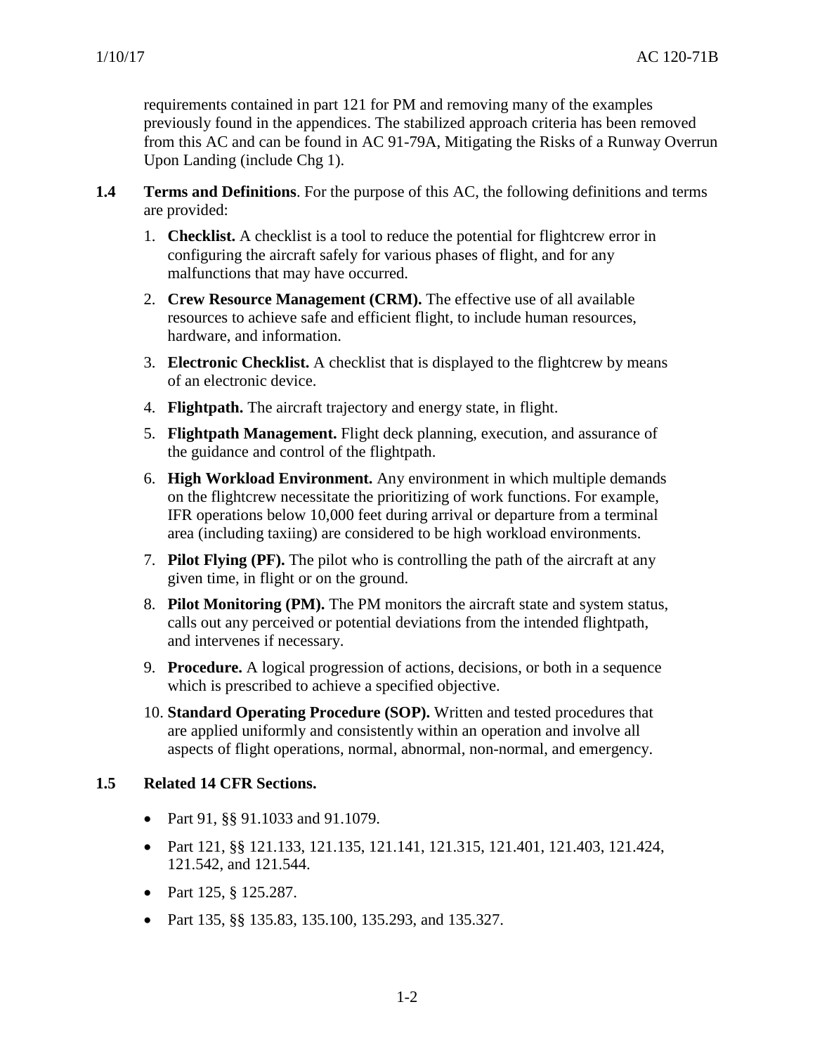requirements contained in part 121 for PM and removing many of the examples previously found in the appendices. The stabilized approach criteria has been removed from this AC and can be found in AC 91-79A, Mitigating the Risks of a Runway Overrun Upon Landing (include Chg 1).

## 1.4 Terms and Definitions

**Terms and Definitions**. For the purpose of this AC, the following definitions and terms are provided:

1. **Checklist.** A checklist is a tool to reduce the potential for flightcrew error in configuring the aircraft safely for various phases of flight, and for any malfunctions that may have occurred.
2. **Crew Resource Management (CRM).** The effective use of all available resources to achieve safe and efficient flight, to include human resources, hardware, and information.
3. **Electronic Checklist.** A checklist that is displayed to the flightcrew by means of an electronic device.
4. **Flightpath.** The aircraft trajectory and energy state, in flight.
5. **Flightpath Management.** Flight deck planning, execution, and assurance of the guidance and control of the flightpath.
6. **High Workload Environment.** Any environment in which multiple demands on the flightcrew necessitate the prioritizing of work functions. For example, IFR operations below 10,000 feet during arrival or departure from a terminal area (including taxiing) are considered to be high workload environments.
7. **Pilot Flying (PF).** The pilot who is controlling the path of the aircraft at any given time, in flight or on the ground.
8. **Pilot Monitoring (PM).** The PM monitors the aircraft state and system status, calls out any perceived or potential deviations from the intended flightpath, and intervenes if necessary.
9. **Procedure.** A logical progression of actions, decisions, or both in a sequence which is prescribed to achieve a specified objective.
10. **Standard Operating Procedure (SOP).** Written and tested procedures that are applied uniformly and consistently within an operation and involve all aspects of flight operations, normal, abnormal, non-normal, and emergency.

## 1.5 Related 14 CFR Sections.

- Part 91, §§ 91.1033 and 91.1079.
- Part 121, §§ 121.133, 121.135, 121.141, 121.315, 121.401, 121.403, 121.424, 121.542, and 121.544.
- Part 125, § 125.287.
- Part 135, §§ 135.83, 135.100, 135.293, and 135.327.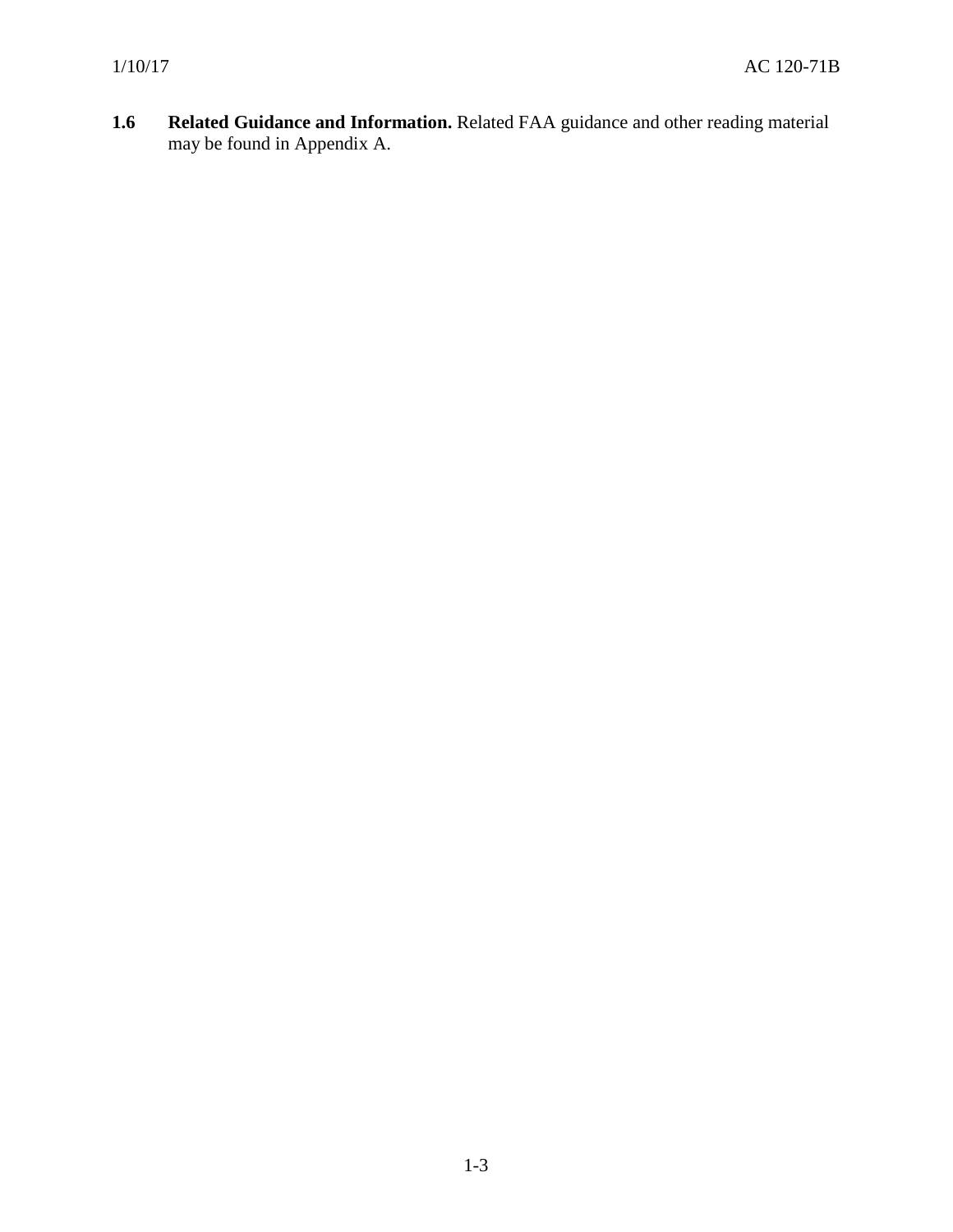**1.6 Related Guidance and Information.** Related FAA guidance and other reading material may be found in Appendix A.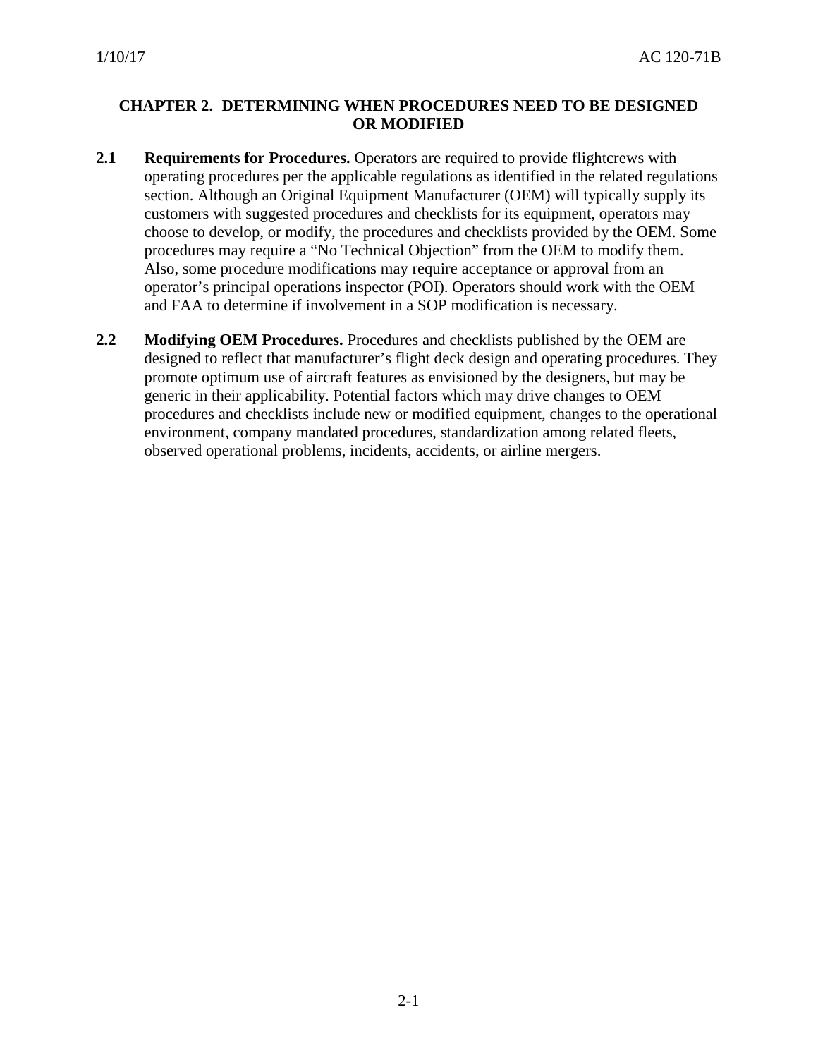# CHAPTER 2. DETERMINING WHEN PROCEDURES NEED TO BE DESIGNED OR MODIFIED

**2.1 Requirements for Procedures.** Operators are required to provide flightcrews with operating procedures per the applicable regulations as identified in the related regulations section. Although an Original Equipment Manufacturer (OEM) will typically supply its customers with suggested procedures and checklists for its equipment, operators may choose to develop, or modify, the procedures and checklists provided by the OEM. Some procedures may require a "No Technical Objection" from the OEM to modify them. Also, some procedure modifications may require acceptance or approval from an operator's principal operations inspector (POI). Operators should work with the OEM and FAA to determine if involvement in a SOP modification is necessary.

**2.2 Modifying OEM Procedures.** Procedures and checklists published by the OEM are designed to reflect that manufacturer's flight deck design and operating procedures. They promote optimum use of aircraft features as envisioned by the designers, but may be generic in their applicability. Potential factors which may drive changes to OEM procedures and checklists include new or modified equipment, changes to the operational environment, company mandated procedures, standardization among related fleets, observed operational problems, incidents, accidents, or airline mergers.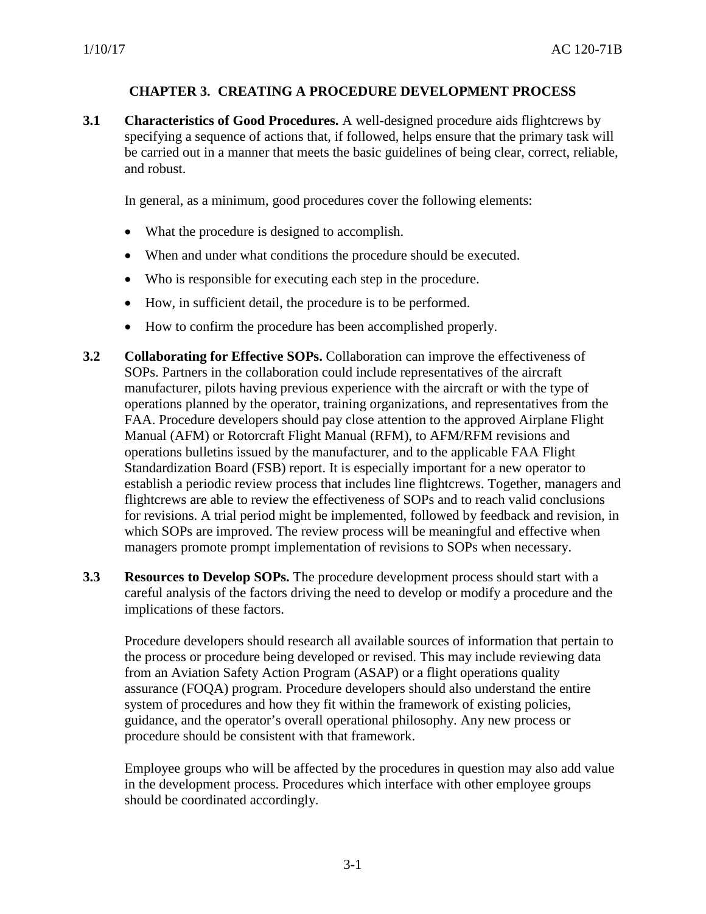# CHAPTER 3. CREATING A PROCEDURE DEVELOPMENT PROCESS

**3.1 Characteristics of Good Procedures.** A well-designed procedure aids flightcrews by specifying a sequence of actions that, if followed, helps ensure that the primary task will be carried out in a manner that meets the basic guidelines of being clear, correct, reliable, and robust.

In general, as a minimum, good procedures cover the following elements:

- What the procedure is designed to accomplish.
- When and under what conditions the procedure should be executed.
- Who is responsible for executing each step in the procedure.
- How, in sufficient detail, the procedure is to be performed.
- How to confirm the procedure has been accomplished properly.

**3.2 Collaborating for Effective SOPs.** Collaboration can improve the effectiveness of SOPs. Partners in the collaboration could include representatives of the aircraft manufacturer, pilots having previous experience with the aircraft or with the type of operations planned by the operator, training organizations, and representatives from the FAA. Procedure developers should pay close attention to the approved Airplane Flight Manual (AFM) or Rotorcraft Flight Manual (RFM), to AFM/RFM revisions and operations bulletins issued by the manufacturer, and to the applicable FAA Flight Standardization Board (FSB) report. It is especially important for a new operator to establish a periodic review process that includes line flightcrews. Together, managers and flightcrews are able to review the effectiveness of SOPs and to reach valid conclusions for revisions. A trial period might be implemented, followed by feedback and revision, in which SOPs are improved. The review process will be meaningful and effective when managers promote prompt implementation of revisions to SOPs when necessary.

**3.3 Resources to Develop SOPs.** The procedure development process should start with a careful analysis of the factors driving the need to develop or modify a procedure and the implications of these factors.

Procedure developers should research all available sources of information that pertain to the process or procedure being developed or revised. This may include reviewing data from an Aviation Safety Action Program (ASAP) or a flight operations quality assurance (FOQA) program. Procedure developers should also understand the entire system of procedures and how they fit within the framework of existing policies, guidance, and the operator's overall operational philosophy. Any new process or procedure should be consistent with that framework.

Employee groups who will be affected by the procedures in question may also add value in the development process. Procedures which interface with other employee groups should be coordinated accordingly.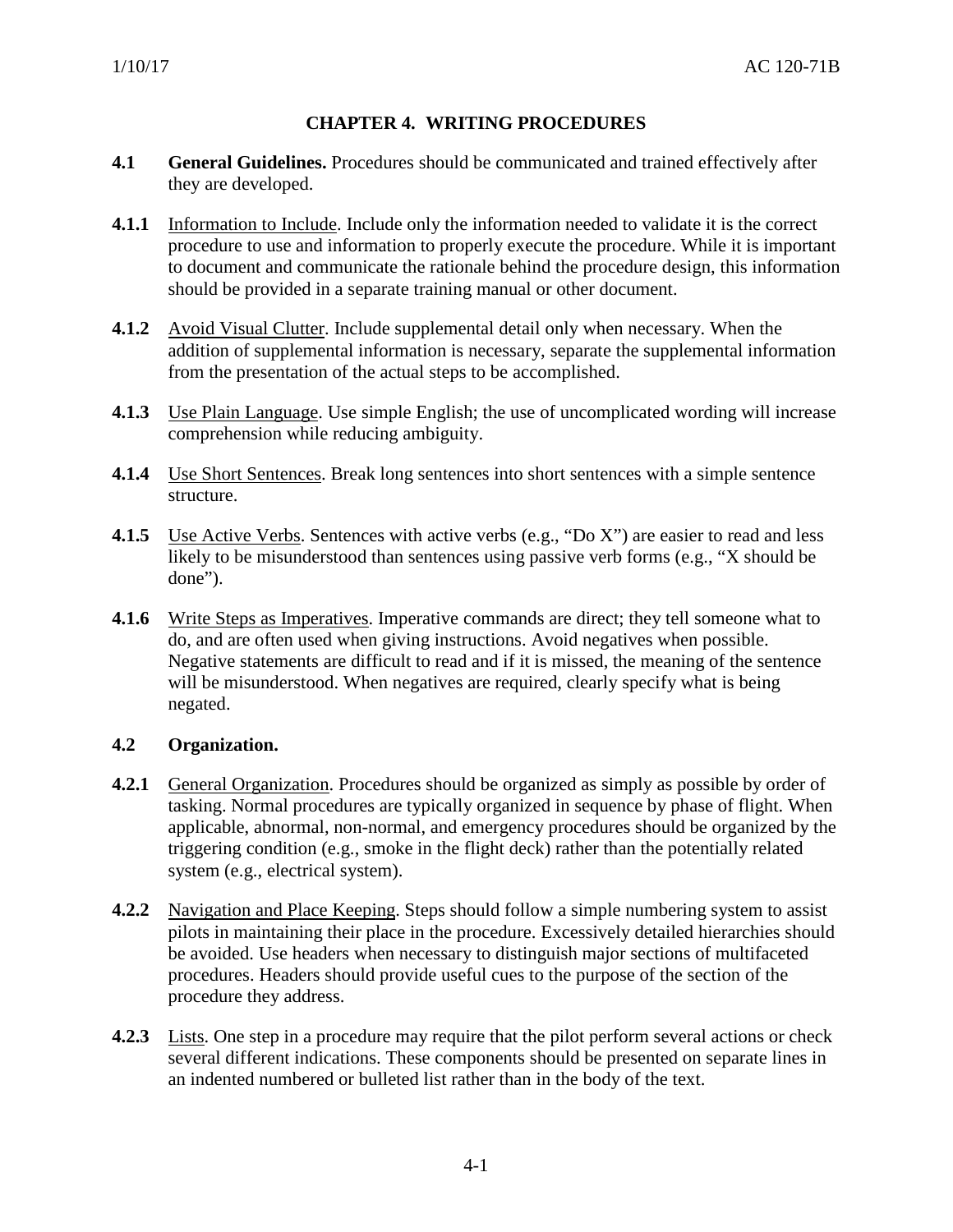# CHAPTER 4. WRITING PROCEDURES

**4.1 General Guidelines.** Procedures should be communicated and trained effectively after they are developed.

**4.1.1** Information to Include. Include only the information needed to validate it is the correct procedure to use and information to properly execute the procedure. While it is important to document and communicate the rationale behind the procedure design, this information should be provided in a separate training manual or other document.

**4.1.2** Avoid Visual Clutter. Include supplemental detail only when necessary. When the addition of supplemental information is necessary, separate the supplemental information from the presentation of the actual steps to be accomplished.

**4.1.3** Use Plain Language. Use simple English; the use of uncomplicated wording will increase comprehension while reducing ambiguity.

**4.1.4** Use Short Sentences. Break long sentences into short sentences with a simple sentence structure.

**4.1.5** Use Active Verbs. Sentences with active verbs (e.g., "Do X") are easier to read and less likely to be misunderstood than sentences using passive verb forms (e.g., "X should be done").

**4.1.6** Write Steps as Imperatives. Imperative commands are direct; they tell someone what to do, and are often used when giving instructions. Avoid negatives when possible. Negative statements are difficult to read and if it is missed, the meaning of the sentence will be misunderstood. When negatives are required, clearly specify what is being negated.

**4.2 Organization.**

**4.2.1** General Organization. Procedures should be organized as simply as possible by order of tasking. Normal procedures are typically organized in sequence by phase of flight. When applicable, abnormal, non-normal, and emergency procedures should be organized by the triggering condition (e.g., smoke in the flight deck) rather than the potentially related system (e.g., electrical system).

**4.2.2** Navigation and Place Keeping. Steps should follow a simple numbering system to assist pilots in maintaining their place in the procedure. Excessively detailed hierarchies should be avoided. Use headers when necessary to distinguish major sections of multifaceted procedures. Headers should provide useful cues to the purpose of the section of the procedure they address.

**4.2.3** Lists. One step in a procedure may require that the pilot perform several actions or check several different indications. These components should be presented on separate lines in an indented numbered or bulleted list rather than in the body of the text.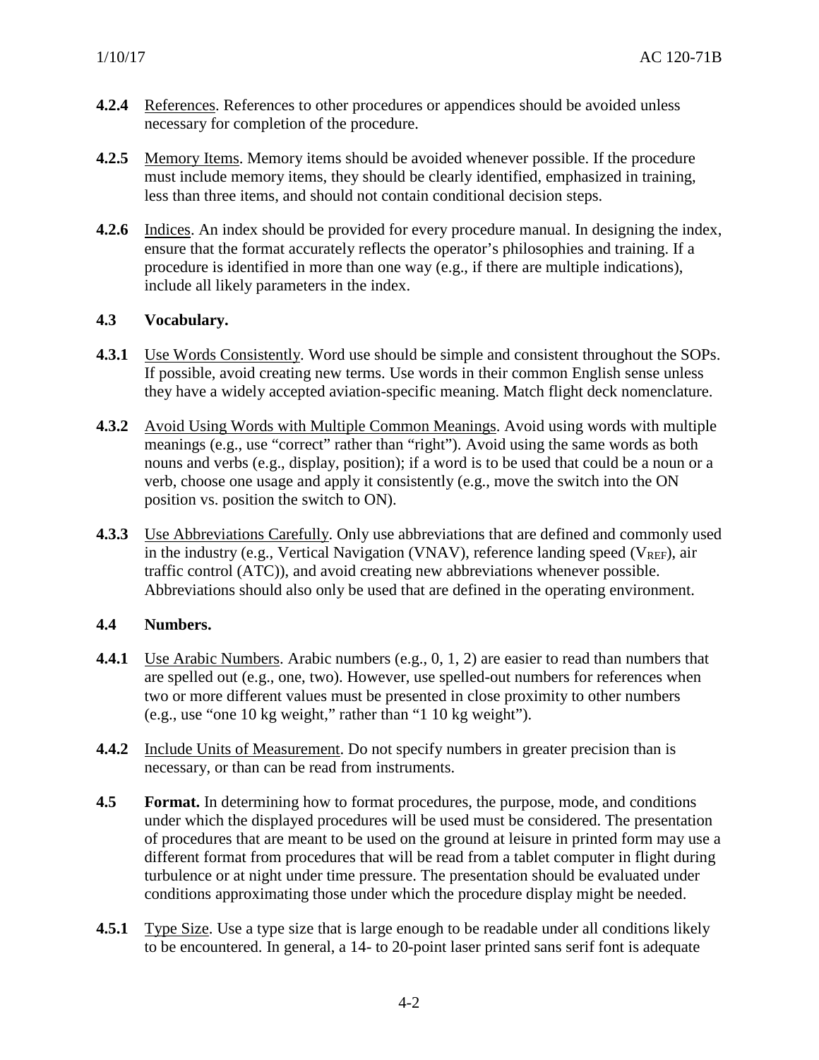**4.2.4** <u>References</u>. References to other procedures or appendices should be avoided unless necessary for completion of the procedure.

**4.2.5** <u>Memory Items</u>. Memory items should be avoided whenever possible. If the procedure must include memory items, they should be clearly identified, emphasized in training, less than three items, and should not contain conditional decision steps.

**4.2.6** <u>Indices</u>. An index should be provided for every procedure manual. In designing the index, ensure that the format accurately reflects the operator's philosophies and training. If a procedure is identified in more than one way (e.g., if there are multiple indications), include all likely parameters in the index.

### 4.3 Vocabulary.

**4.3.1** <u>Use Words Consistently</u>. Word use should be simple and consistent throughout the SOPs. If possible, avoid creating new terms. Use words in their common English sense unless they have a widely accepted aviation-specific meaning. Match flight deck nomenclature.

**4.3.2** <u>Avoid Using Words with Multiple Common Meanings</u>. Avoid using words with multiple meanings (e.g., use "correct" rather than "right"). Avoid using the same words as both nouns and verbs (e.g., display, position); if a word is to be used that could be a noun or a verb, choose one usage and apply it consistently (e.g., move the switch into the ON position vs. position the switch to ON).

**4.3.3** <u>Use Abbreviations Carefully</u>. Only use abbreviations that are defined and commonly used in the industry (e.g., Vertical Navigation (VNAV), reference landing speed ($V_{REF}$), air traffic control (ATC)), and avoid creating new abbreviations whenever possible. Abbreviations should also only be used that are defined in the operating environment.

### 4.4 Numbers.

**4.4.1** <u>Use Arabic Numbers</u>. Arabic numbers (e.g., 0, 1, 2) are easier to read than numbers that are spelled out (e.g., one, two). However, use spelled-out numbers for references when two or more different values must be presented in close proximity to other numbers (e.g., use "one 10 kg weight," rather than "1 10 kg weight").

**4.4.2** <u>Include Units of Measurement</u>. Do not specify numbers in greater precision than is necessary, or than can be read from instruments.

### 4.5 Format.

In determining how to format procedures, the purpose, mode, and conditions under which the displayed procedures will be used must be considered. The presentation of procedures that are meant to be used on the ground at leisure in printed form may use a different format from procedures that will be read from a tablet computer in flight during turbulence or at night under time pressure. The presentation should be evaluated under conditions approximating those under which the procedure display might be needed.

**4.5.1** <u>Type Size</u>. Use a type size that is large enough to be readable under all conditions likely to be encountered. In general, a 14- to 20-point laser printed sans serif font is adequate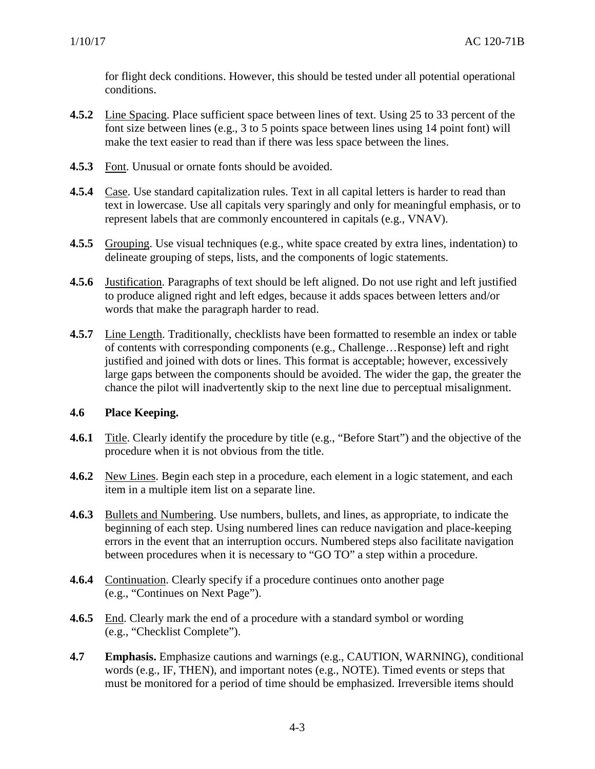for flight deck conditions. However, this should be tested under all potential operational conditions.

**4.5.2** Line Spacing. Place sufficient space between lines of text. Using 25 to 33 percent of the font size between lines (e.g., 3 to 5 points space between lines using 14 point font) will make the text easier to read than if there was less space between the lines.

**4.5.3** Font. Unusual or ornate fonts should be avoided.

**4.5.4** Case. Use standard capitalization rules. Text in all capital letters is harder to read than text in lowercase. Use all capitals very sparingly and only for meaningful emphasis, or to represent labels that are commonly encountered in capitals (e.g., VNAV).

**4.5.5** Grouping. Use visual techniques (e.g., white space created by extra lines, indentation) to delineate grouping of steps, lists, and the components of logic statements.

**4.5.6** Justification. Paragraphs of text should be left aligned. Do not use right and left justified to produce aligned right and left edges, because it adds spaces between letters and/or words that make the paragraph harder to read.

**4.5.7** Line Length. Traditionally, checklists have been formatted to resemble an index or table of contents with corresponding components (e.g., Challenge…Response) left and right justified and joined with dots or lines. This format is acceptable; however, excessively large gaps between the components should be avoided. The wider the gap, the greater the chance the pilot will inadvertently skip to the next line due to perceptual misalignment.

## 4.6 Place Keeping.

**4.6.1** Title. Clearly identify the procedure by title (e.g., "Before Start") and the objective of the procedure when it is not obvious from the title.

**4.6.2** New Lines. Begin each step in a procedure, each element in a logic statement, and each item in a multiple item list on a separate line.

**4.6.3** Bullets and Numbering. Use numbers, bullets, and lines, as appropriate, to indicate the beginning of each step. Using numbered lines can reduce navigation and place-keeping errors in the event that an interruption occurs. Numbered steps also facilitate navigation between procedures when it is necessary to "GO TO" a step within a procedure.

**4.6.4** Continuation. Clearly specify if a procedure continues onto another page (e.g., "Continues on Next Page").

**4.6.5** End. Clearly mark the end of a procedure with a standard symbol or wording (e.g., "Checklist Complete").

**4.7 Emphasis.** Emphasize cautions and warnings (e.g., CAUTION, WARNING), conditional words (e.g., IF, THEN), and important notes (e.g., NOTE). Timed events or steps that must be monitored for a period of time should be emphasized. Irreversible items should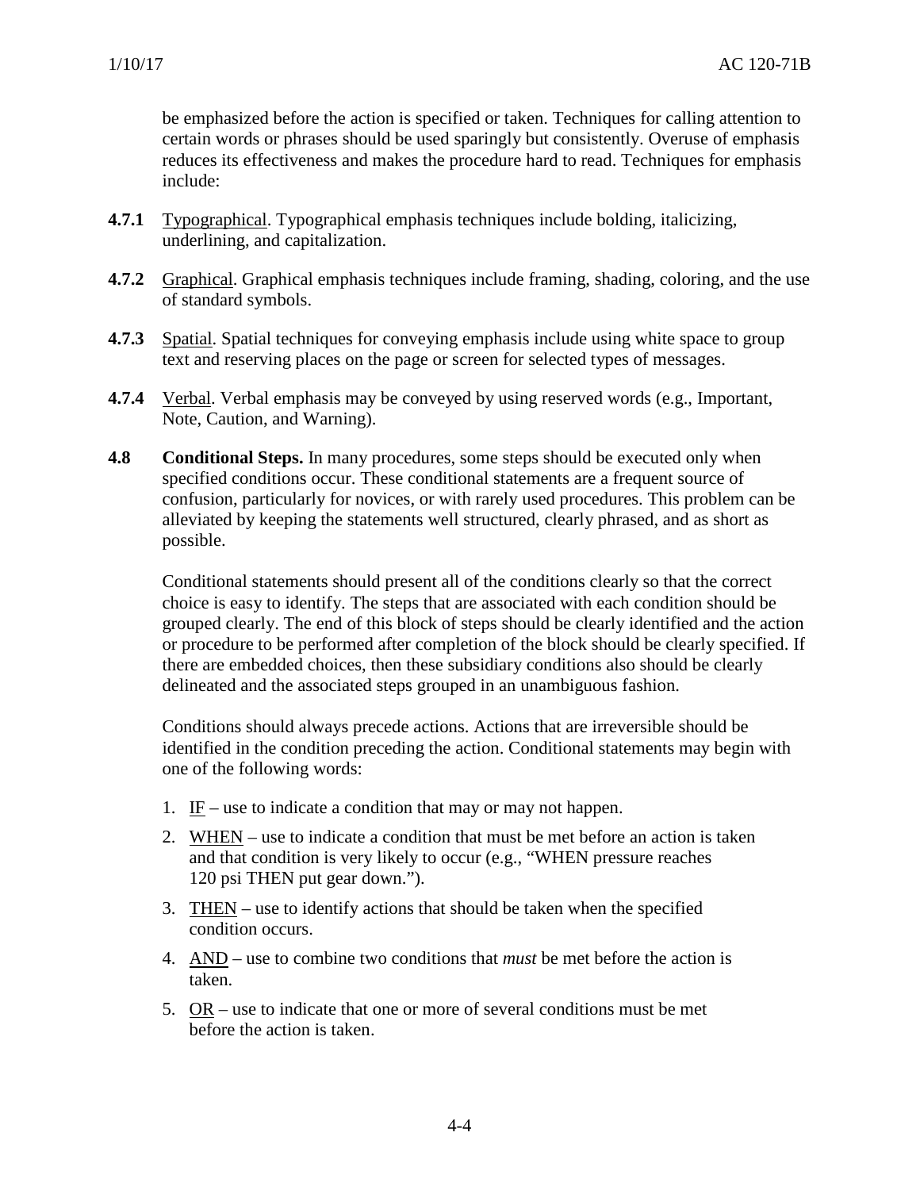be emphasized before the action is specified or taken. Techniques for calling attention to certain words or phrases should be used sparingly but consistently. Overuse of emphasis reduces its effectiveness and makes the procedure hard to read. Techniques for emphasis include:

**4.7.1** Typographical. Typographical emphasis techniques include bolding, italicizing, underlining, and capitalization.

**4.7.2** Graphical. Graphical emphasis techniques include framing, shading, coloring, and the use of standard symbols.

**4.7.3** Spatial. Spatial techniques for conveying emphasis include using white space to group text and reserving places on the page or screen for selected types of messages.

**4.7.4** Verbal. Verbal emphasis may be conveyed by using reserved words (e.g., Important, Note, Caution, and Warning).

**4.8 Conditional Steps.** In many procedures, some steps should be executed only when specified conditions occur. These conditional statements are a frequent source of confusion, particularly for novices, or with rarely used procedures. This problem can be alleviated by keeping the statements well structured, clearly phrased, and as short as possible.

Conditional statements should present all of the conditions clearly so that the correct choice is easy to identify. The steps that are associated with each condition should be grouped clearly. The end of this block of steps should be clearly identified and the action or procedure to be performed after completion of the block should be clearly specified. If there are embedded choices, then these subsidiary conditions also should be clearly delineated and the associated steps grouped in an unambiguous fashion.

Conditions should always precede actions. Actions that are irreversible should be identified in the condition preceding the action. Conditional statements may begin with one of the following words:

1. IF – use to indicate a condition that may or may not happen.
2. WHEN – use to indicate a condition that must be met before an action is taken and that condition is very likely to occur (e.g., "WHEN pressure reaches 120 psi THEN put gear down.").
3. THEN – use to identify actions that should be taken when the specified condition occurs.
4. AND – use to combine two conditions that *must* be met before the action is taken.
5. OR – use to indicate that one or more of several conditions must be met before the action is taken.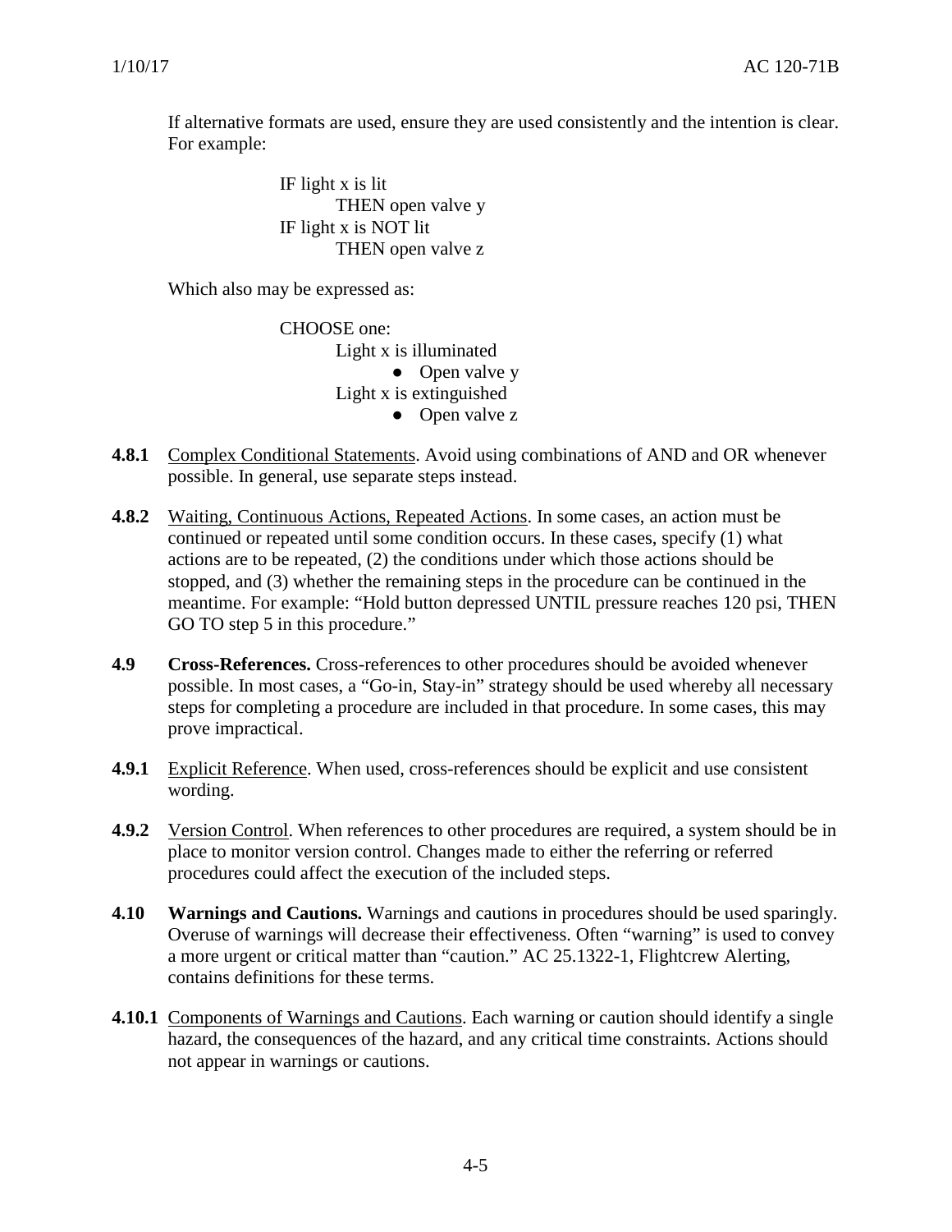If alternative formats are used, ensure they are used consistently and the intention is clear. For example:

```
IF light x is lit
        THEN open valve y
IF light x is NOT lit
        THEN open valve z
```

Which also may be expressed as:

```
CHOOSE one:
        Light x is illuminated
                ● Open valve y
        Light x is extinguished
                ● Open valve z
```

**4.8.1** Complex Conditional Statements. Avoid using combinations of AND and OR whenever possible. In general, use separate steps instead.

**4.8.2** Waiting, Continuous Actions, Repeated Actions. In some cases, an action must be continued or repeated until some condition occurs. In these cases, specify (1) what actions are to be repeated, (2) the conditions under which those actions should be stopped, and (3) whether the remaining steps in the procedure can be continued in the meantime. For example: "Hold button depressed UNTIL pressure reaches 120 psi, THEN GO TO step 5 in this procedure."

**4.9 Cross-References.** Cross-references to other procedures should be avoided whenever possible. In most cases, a "Go-in, Stay-in" strategy should be used whereby all necessary steps for completing a procedure are included in that procedure. In some cases, this may prove impractical.

**4.9.1** Explicit Reference. When used, cross-references should be explicit and use consistent wording.

**4.9.2** Version Control. When references to other procedures are required, a system should be in place to monitor version control. Changes made to either the referring or referred procedures could affect the execution of the included steps.

**4.10 Warnings and Cautions.** Warnings and cautions in procedures should be used sparingly. Overuse of warnings will decrease their effectiveness. Often "warning" is used to convey a more urgent or critical matter than "caution." AC 25.1322-1, Flightcrew Alerting, contains definitions for these terms.

**4.10.1** Components of Warnings and Cautions. Each warning or caution should identify a single hazard, the consequences of the hazard, and any critical time constraints. Actions should not appear in warnings or cautions.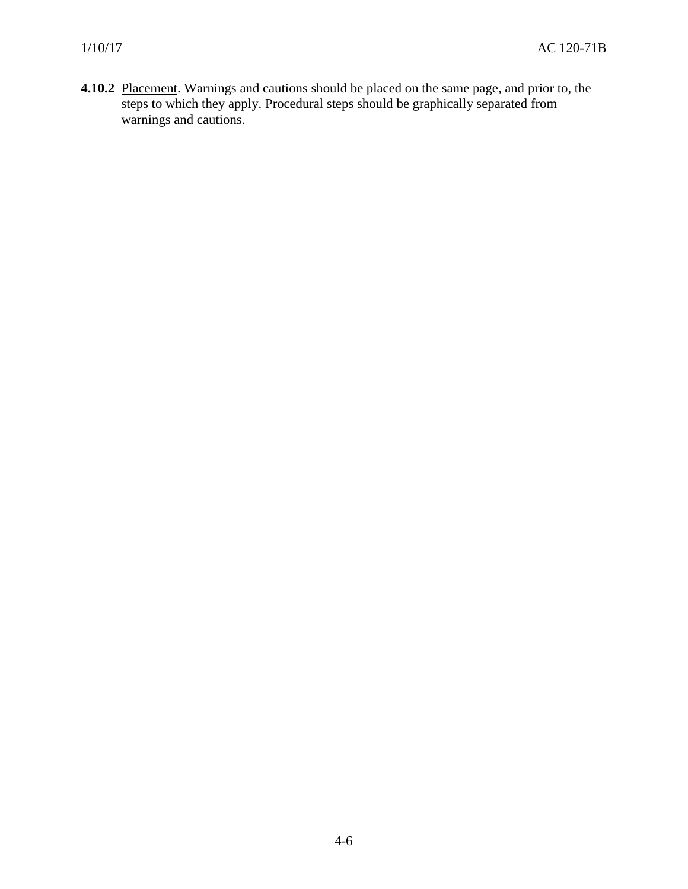**4.10.2** Placement. Warnings and cautions should be placed on the same page, and prior to, the steps to which they apply. Procedural steps should be graphically separated from warnings and cautions.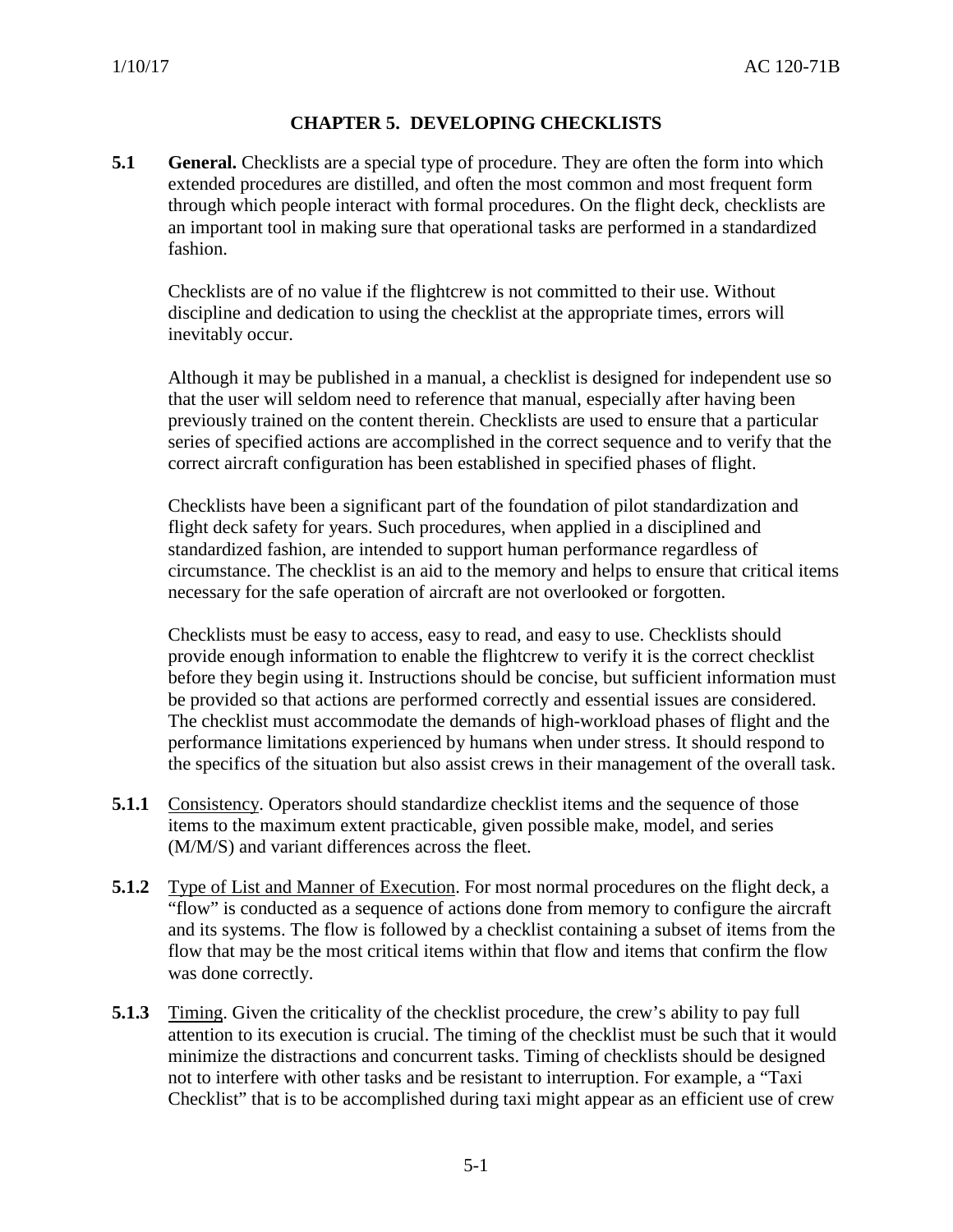# CHAPTER 5. DEVELOPING CHECKLISTS

**5.1 General.** Checklists are a special type of procedure. They are often the form into which extended procedures are distilled, and often the most common and most frequent form through which people interact with formal procedures. On the flight deck, checklists are an important tool in making sure that operational tasks are performed in a standardized fashion.

Checklists are of no value if the flightcrew is not committed to their use. Without discipline and dedication to using the checklist at the appropriate times, errors will inevitably occur.

Although it may be published in a manual, a checklist is designed for independent use so that the user will seldom need to reference that manual, especially after having been previously trained on the content therein. Checklists are used to ensure that a particular series of specified actions are accomplished in the correct sequence and to verify that the correct aircraft configuration has been established in specified phases of flight.

Checklists have been a significant part of the foundation of pilot standardization and flight deck safety for years. Such procedures, when applied in a disciplined and standardized fashion, are intended to support human performance regardless of circumstance. The checklist is an aid to the memory and helps to ensure that critical items necessary for the safe operation of aircraft are not overlooked or forgotten.

Checklists must be easy to access, easy to read, and easy to use. Checklists should provide enough information to enable the flightcrew to verify it is the correct checklist before they begin using it. Instructions should be concise, but sufficient information must be provided so that actions are performed correctly and essential issues are considered. The checklist must accommodate the demands of high-workload phases of flight and the performance limitations experienced by humans when under stress. It should respond to the specifics of the situation but also assist crews in their management of the overall task.

**5.1.1** Consistency. Operators should standardize checklist items and the sequence of those items to the maximum extent practicable, given possible make, model, and series (M/M/S) and variant differences across the fleet.

**5.1.2** Type of List and Manner of Execution. For most normal procedures on the flight deck, a "flow" is conducted as a sequence of actions done from memory to configure the aircraft and its systems. The flow is followed by a checklist containing a subset of items from the flow that may be the most critical items within that flow and items that confirm the flow was done correctly.

**5.1.3** Timing. Given the criticality of the checklist procedure, the crew's ability to pay full attention to its execution is crucial. The timing of the checklist must be such that it would minimize the distractions and concurrent tasks. Timing of checklists should be designed not to interfere with other tasks and be resistant to interruption. For example, a "Taxi Checklist" that is to be accomplished during taxi might appear as an efficient use of crew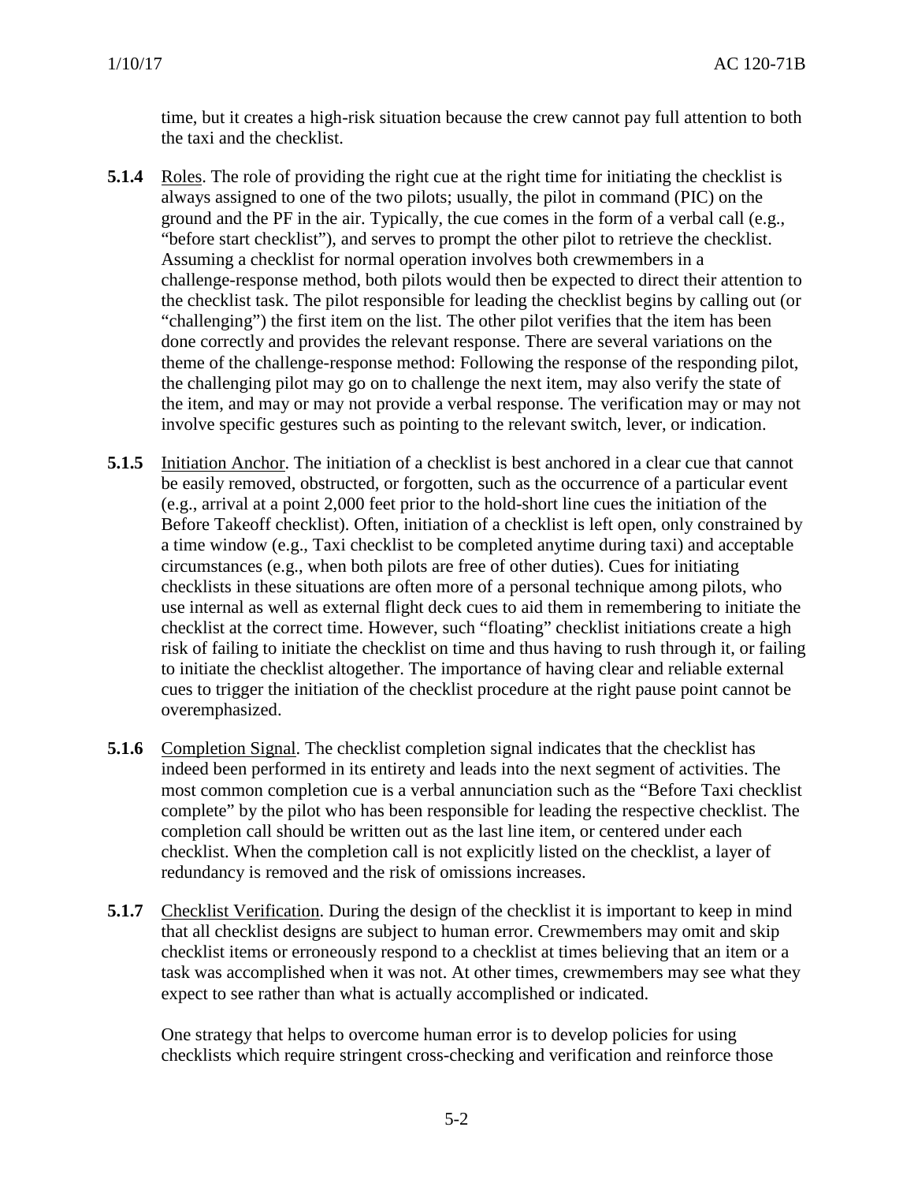time, but it creates a high-risk situation because the crew cannot pay full attention to both the taxi and the checklist.

**5.1.4** Roles. The role of providing the right cue at the right time for initiating the checklist is always assigned to one of the two pilots; usually, the pilot in command (PIC) on the ground and the PF in the air. Typically, the cue comes in the form of a verbal call (e.g., "before start checklist"), and serves to prompt the other pilot to retrieve the checklist. Assuming a checklist for normal operation involves both crewmembers in a challenge-response method, both pilots would then be expected to direct their attention to the checklist task. The pilot responsible for leading the checklist begins by calling out (or "challenging") the first item on the list. The other pilot verifies that the item has been done correctly and provides the relevant response. There are several variations on the theme of the challenge-response method: Following the response of the responding pilot, the challenging pilot may go on to challenge the next item, may also verify the state of the item, and may or may not provide a verbal response. The verification may or may not involve specific gestures such as pointing to the relevant switch, lever, or indication.

**5.1.5** Initiation Anchor. The initiation of a checklist is best anchored in a clear cue that cannot be easily removed, obstructed, or forgotten, such as the occurrence of a particular event (e.g., arrival at a point 2,000 feet prior to the hold-short line cues the initiation of the Before Takeoff checklist). Often, initiation of a checklist is left open, only constrained by a time window (e.g., Taxi checklist to be completed anytime during taxi) and acceptable circumstances (e.g., when both pilots are free of other duties). Cues for initiating checklists in these situations are often more of a personal technique among pilots, who use internal as well as external flight deck cues to aid them in remembering to initiate the checklist at the correct time. However, such "floating" checklist initiations create a high risk of failing to initiate the checklist on time and thus having to rush through it, or failing to initiate the checklist altogether. The importance of having clear and reliable external cues to trigger the initiation of the checklist procedure at the right pause point cannot be overemphasized.

**5.1.6** Completion Signal. The checklist completion signal indicates that the checklist has indeed been performed in its entirety and leads into the next segment of activities. The most common completion cue is a verbal annunciation such as the "Before Taxi checklist complete" by the pilot who has been responsible for leading the respective checklist. The completion call should be written out as the last line item, or centered under each checklist. When the completion call is not explicitly listed on the checklist, a layer of redundancy is removed and the risk of omissions increases.

**5.1.7** Checklist Verification. During the design of the checklist it is important to keep in mind that all checklist designs are subject to human error. Crewmembers may omit and skip checklist items or erroneously respond to a checklist at times believing that an item or a task was accomplished when it was not. At other times, crewmembers may see what they expect to see rather than what is actually accomplished or indicated.

One strategy that helps to overcome human error is to develop policies for using checklists which require stringent cross-checking and verification and reinforce those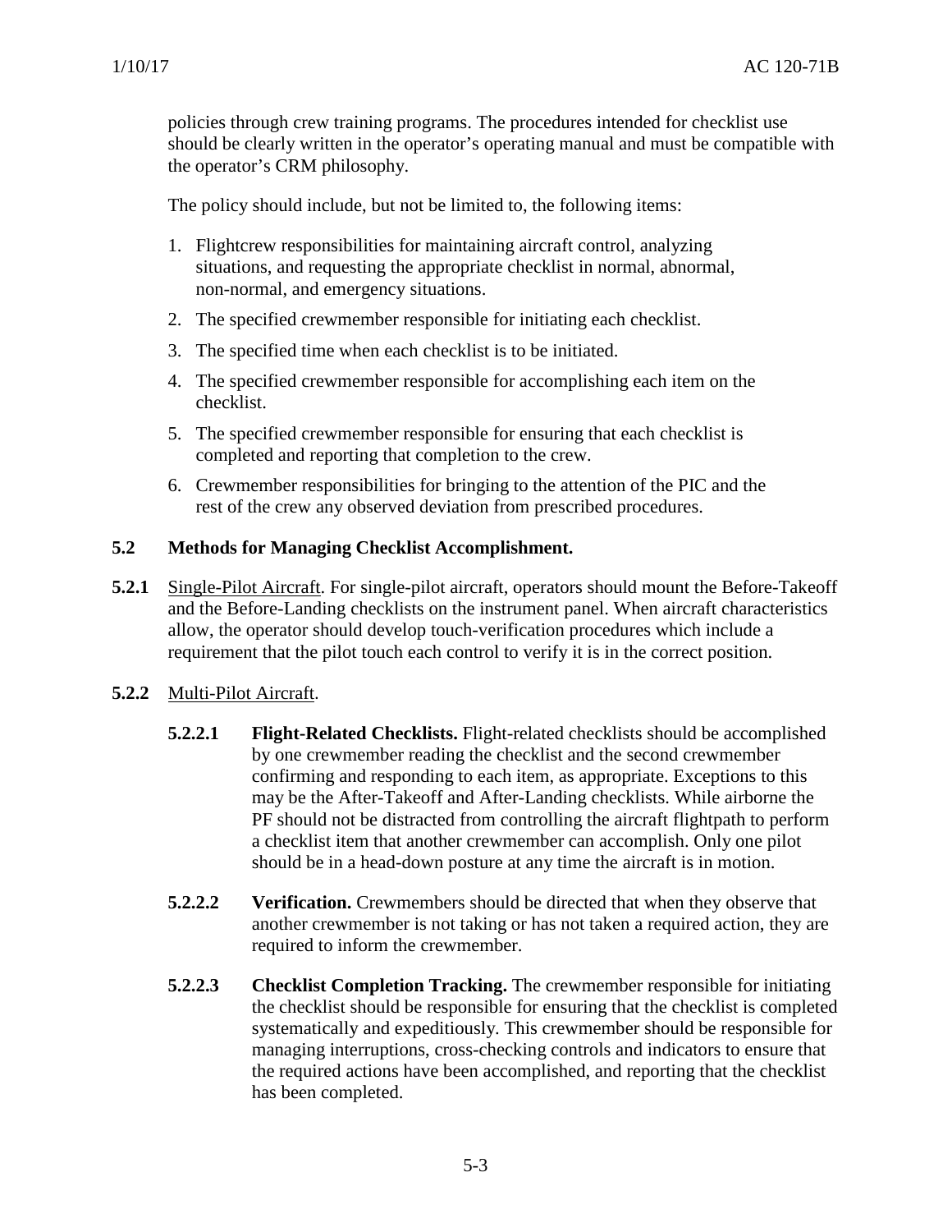policies through crew training programs. The procedures intended for checklist use should be clearly written in the operator's operating manual and must be compatible with the operator's CRM philosophy.

The policy should include, but not be limited to, the following items:

1. Flightcrew responsibilities for maintaining aircraft control, analyzing situations, and requesting the appropriate checklist in normal, abnormal, non-normal, and emergency situations.
2. The specified crewmember responsible for initiating each checklist.
3. The specified time when each checklist is to be initiated.
4. The specified crewmember responsible for accomplishing each item on the checklist.
5. The specified crewmember responsible for ensuring that each checklist is completed and reporting that completion to the crew.
6. Crewmember responsibilities for bringing to the attention of the PIC and the rest of the crew any observed deviation from prescribed procedures.

## 5.2 Methods for Managing Checklist Accomplishment.

**5.2.1** Single-Pilot Aircraft. For single-pilot aircraft, operators should mount the Before-Takeoff and the Before-Landing checklists on the instrument panel. When aircraft characteristics allow, the operator should develop touch-verification procedures which include a requirement that the pilot touch each control to verify it is in the correct position.

**5.2.2** Multi-Pilot Aircraft.

**5.2.2.1 Flight-Related Checklists.** Flight-related checklists should be accomplished by one crewmember reading the checklist and the second crewmember confirming and responding to each item, as appropriate. Exceptions to this may be the After-Takeoff and After-Landing checklists. While airborne the PF should not be distracted from controlling the aircraft flightpath to perform a checklist item that another crewmember can accomplish. Only one pilot should be in a head-down posture at any time the aircraft is in motion.

**5.2.2.2 Verification.** Crewmembers should be directed that when they observe that another crewmember is not taking or has not taken a required action, they are required to inform the crewmember.

**5.2.2.3 Checklist Completion Tracking.** The crewmember responsible for initiating the checklist should be responsible for ensuring that the checklist is completed systematically and expeditiously. This crewmember should be responsible for managing interruptions, cross-checking controls and indicators to ensure that the required actions have been accomplished, and reporting that the checklist has been completed.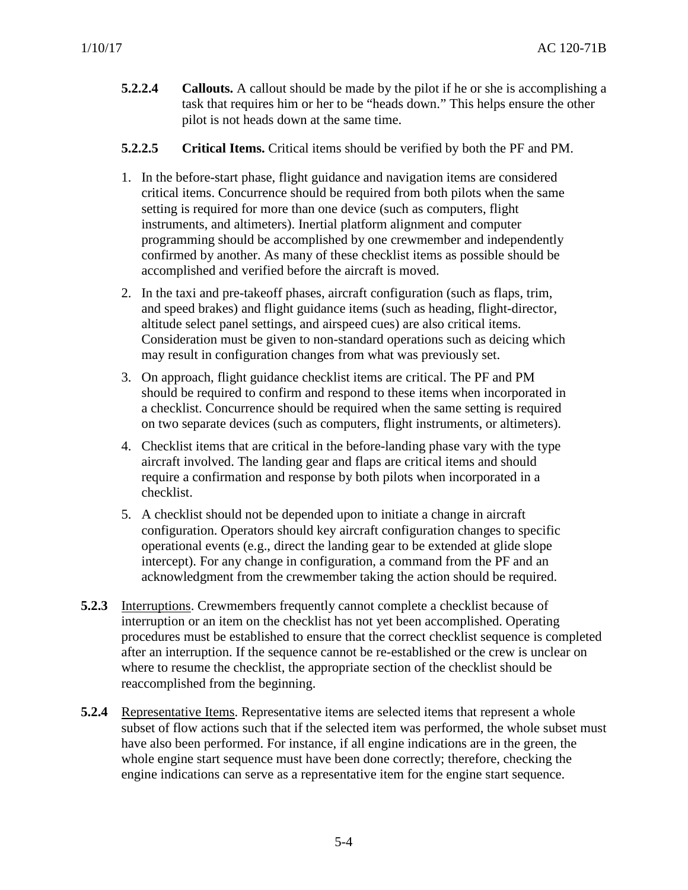**5.2.2.4 Callouts.** A callout should be made by the pilot if he or she is accomplishing a task that requires him or her to be "heads down." This helps ensure the other pilot is not heads down at the same time.

**5.2.2.5 Critical Items.** Critical items should be verified by both the PF and PM.

1. In the before-start phase, flight guidance and navigation items are considered critical items. Concurrence should be required from both pilots when the same setting is required for more than one device (such as computers, flight instruments, and altimeters). Inertial platform alignment and computer programming should be accomplished by one crewmember and independently confirmed by another. As many of these checklist items as possible should be accomplished and verified before the aircraft is moved.
2. In the taxi and pre-takeoff phases, aircraft configuration (such as flaps, trim, and speed brakes) and flight guidance items (such as heading, flight-director, altitude select panel settings, and airspeed cues) are also critical items. Consideration must be given to non-standard operations such as deicing which may result in configuration changes from what was previously set.
3. On approach, flight guidance checklist items are critical. The PF and PM should be required to confirm and respond to these items when incorporated in a checklist. Concurrence should be required when the same setting is required on two separate devices (such as computers, flight instruments, or altimeters).
4. Checklist items that are critical in the before-landing phase vary with the type aircraft involved. The landing gear and flaps are critical items and should require a confirmation and response by both pilots when incorporated in a checklist.
5. A checklist should not be depended upon to initiate a change in aircraft configuration. Operators should key aircraft configuration changes to specific operational events (e.g., direct the landing gear to be extended at glide slope intercept). For any change in configuration, a command from the PF and an acknowledgment from the crewmember taking the action should be required.

**5.2.3** Interruptions. Crewmembers frequently cannot complete a checklist because of interruption or an item on the checklist has not yet been accomplished. Operating procedures must be established to ensure that the correct checklist sequence is completed after an interruption. If the sequence cannot be re-established or the crew is unclear on where to resume the checklist, the appropriate section of the checklist should be reaccomplished from the beginning.

**5.2.4** Representative Items. Representative items are selected items that represent a whole subset of flow actions such that if the selected item was performed, the whole subset must have also been performed. For instance, if all engine indications are in the green, the whole engine start sequence must have been done correctly; therefore, checking the engine indications can serve as a representative item for the engine start sequence.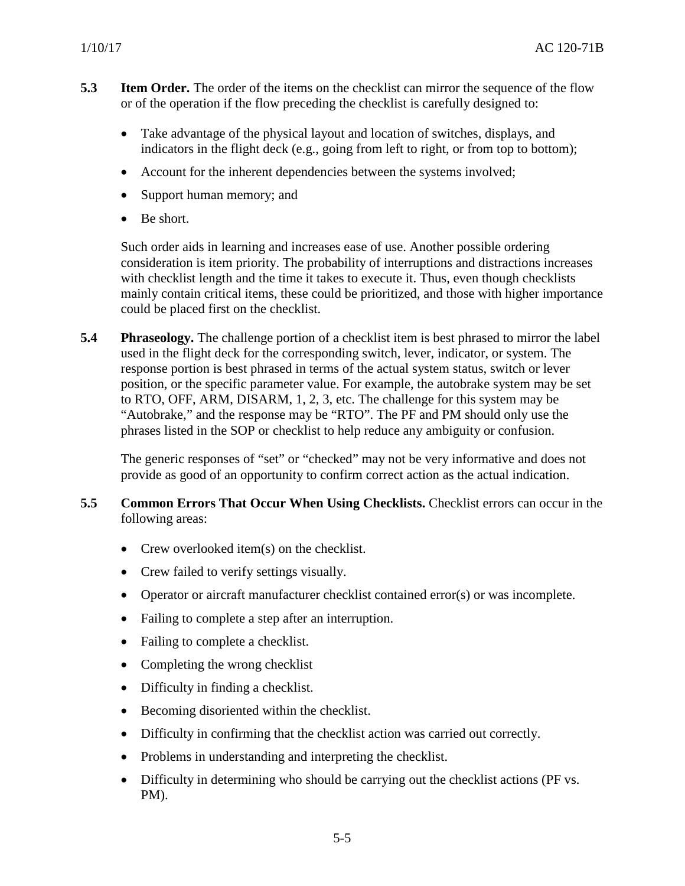**5.3 Item Order.** The order of the items on the checklist can mirror the sequence of the flow or of the operation if the flow preceding the checklist is carefully designed to:

- Take advantage of the physical layout and location of switches, displays, and indicators in the flight deck (e.g., going from left to right, or from top to bottom);
- Account for the inherent dependencies between the systems involved;
- Support human memory; and
- Be short.

Such order aids in learning and increases ease of use. Another possible ordering consideration is item priority. The probability of interruptions and distractions increases with checklist length and the time it takes to execute it. Thus, even though checklists mainly contain critical items, these could be prioritized, and those with higher importance could be placed first on the checklist.

**5.4 Phraseology.** The challenge portion of a checklist item is best phrased to mirror the label used in the flight deck for the corresponding switch, lever, indicator, or system. The response portion is best phrased in terms of the actual system status, switch or lever position, or the specific parameter value. For example, the autobrake system may be set to RTO, OFF, ARM, DISARM, 1, 2, 3, etc. The challenge for this system may be "Autobrake," and the response may be "RTO". The PF and PM should only use the phrases listed in the SOP or checklist to help reduce any ambiguity or confusion.

The generic responses of "set" or "checked" may not be very informative and does not provide as good of an opportunity to confirm correct action as the actual indication.

**5.5 Common Errors That Occur When Using Checklists.** Checklist errors can occur in the following areas:

- Crew overlooked item(s) on the checklist.
- Crew failed to verify settings visually.
- Operator or aircraft manufacturer checklist contained error(s) or was incomplete.
- Failing to complete a step after an interruption.
- Failing to complete a checklist.
- Completing the wrong checklist
- Difficulty in finding a checklist.
- Becoming disoriented within the checklist.
- Difficulty in confirming that the checklist action was carried out correctly.
- Problems in understanding and interpreting the checklist.
- Difficulty in determining who should be carrying out the checklist actions (PF vs. PM).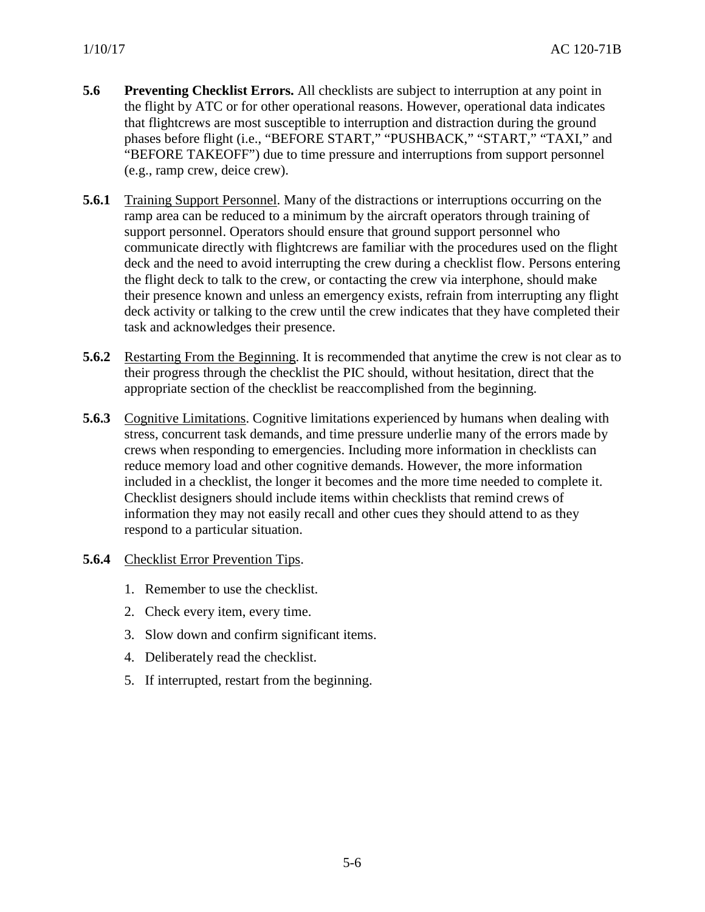**5.6 Preventing Checklist Errors.** All checklists are subject to interruption at any point in the flight by ATC or for other operational reasons. However, operational data indicates that flightcrews are most susceptible to interruption and distraction during the ground phases before flight (i.e., "BEFORE START," "PUSHBACK," "START," "TAXI," and "BEFORE TAKEOFF") due to time pressure and interruptions from support personnel (e.g., ramp crew, deice crew).

**5.6.1** Training Support Personnel. Many of the distractions or interruptions occurring on the ramp area can be reduced to a minimum by the aircraft operators through training of support personnel. Operators should ensure that ground support personnel who communicate directly with flightcrews are familiar with the procedures used on the flight deck and the need to avoid interrupting the crew during a checklist flow. Persons entering the flight deck to talk to the crew, or contacting the crew via interphone, should make their presence known and unless an emergency exists, refrain from interrupting any flight deck activity or talking to the crew until the crew indicates that they have completed their task and acknowledges their presence.

**5.6.2** Restarting From the Beginning. It is recommended that anytime the crew is not clear as to their progress through the checklist the PIC should, without hesitation, direct that the appropriate section of the checklist be reaccomplished from the beginning.

**5.6.3** Cognitive Limitations. Cognitive limitations experienced by humans when dealing with stress, concurrent task demands, and time pressure underlie many of the errors made by crews when responding to emergencies. Including more information in checklists can reduce memory load and other cognitive demands. However, the more information included in a checklist, the longer it becomes and the more time needed to complete it. Checklist designers should include items within checklists that remind crews of information they may not easily recall and other cues they should attend to as they respond to a particular situation.

**5.6.4** Checklist Error Prevention Tips.

1. Remember to use the checklist.
2. Check every item, every time.
3. Slow down and confirm significant items.
4. Deliberately read the checklist.
5. If interrupted, restart from the beginning.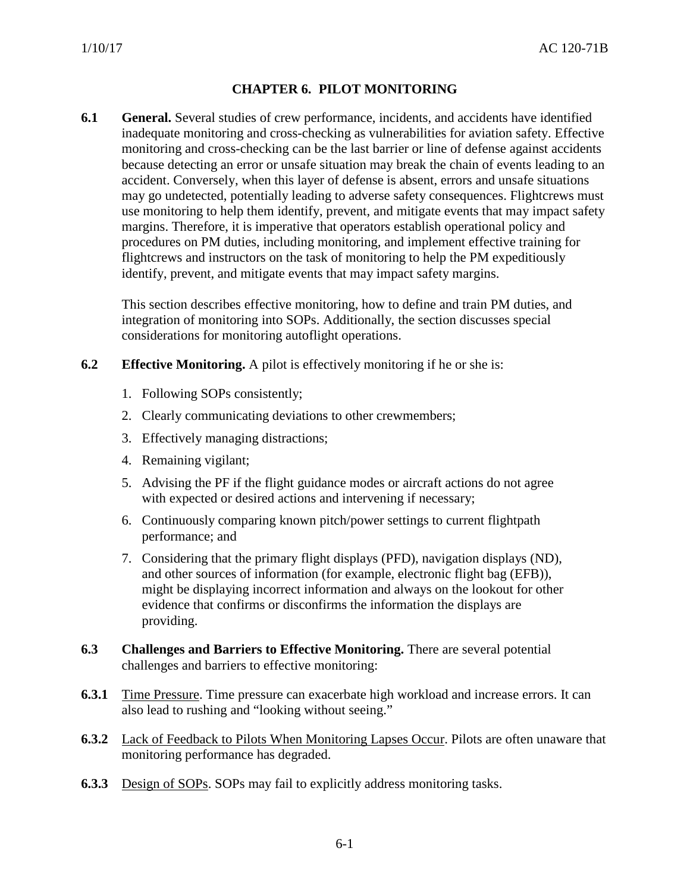# CHAPTER 6. PILOT MONITORING

**6.1 General.** Several studies of crew performance, incidents, and accidents have identified inadequate monitoring and cross-checking as vulnerabilities for aviation safety. Effective monitoring and cross-checking can be the last barrier or line of defense against accidents because detecting an error or unsafe situation may break the chain of events leading to an accident. Conversely, when this layer of defense is absent, errors and unsafe situations may go undetected, potentially leading to adverse safety consequences. Flightcrews must use monitoring to help them identify, prevent, and mitigate events that may impact safety margins. Therefore, it is imperative that operators establish operational policy and procedures on PM duties, including monitoring, and implement effective training for flightcrews and instructors on the task of monitoring to help the PM expeditiously identify, prevent, and mitigate events that may impact safety margins.

This section describes effective monitoring, how to define and train PM duties, and integration of monitoring into SOPs. Additionally, the section discusses special considerations for monitoring autoflight operations.

**6.2 Effective Monitoring.** A pilot is effectively monitoring if he or she is:

1. Following SOPs consistently;
2. Clearly communicating deviations to other crewmembers;
3. Effectively managing distractions;
4. Remaining vigilant;
5. Advising the PF if the flight guidance modes or aircraft actions do not agree with expected or desired actions and intervening if necessary;
6. Continuously comparing known pitch/power settings to current flightpath performance; and
7. Considering that the primary flight displays (PFD), navigation displays (ND), and other sources of information (for example, electronic flight bag (EFB)), might be displaying incorrect information and always on the lookout for other evidence that confirms or disconfirms the information the displays are providing.

**6.3 Challenges and Barriers to Effective Monitoring.** There are several potential challenges and barriers to effective monitoring:

**6.3.1** Time Pressure. Time pressure can exacerbate high workload and increase errors. It can also lead to rushing and "looking without seeing."

**6.3.2** Lack of Feedback to Pilots When Monitoring Lapses Occur. Pilots are often unaware that monitoring performance has degraded.

**6.3.3** Design of SOPs. SOPs may fail to explicitly address monitoring tasks.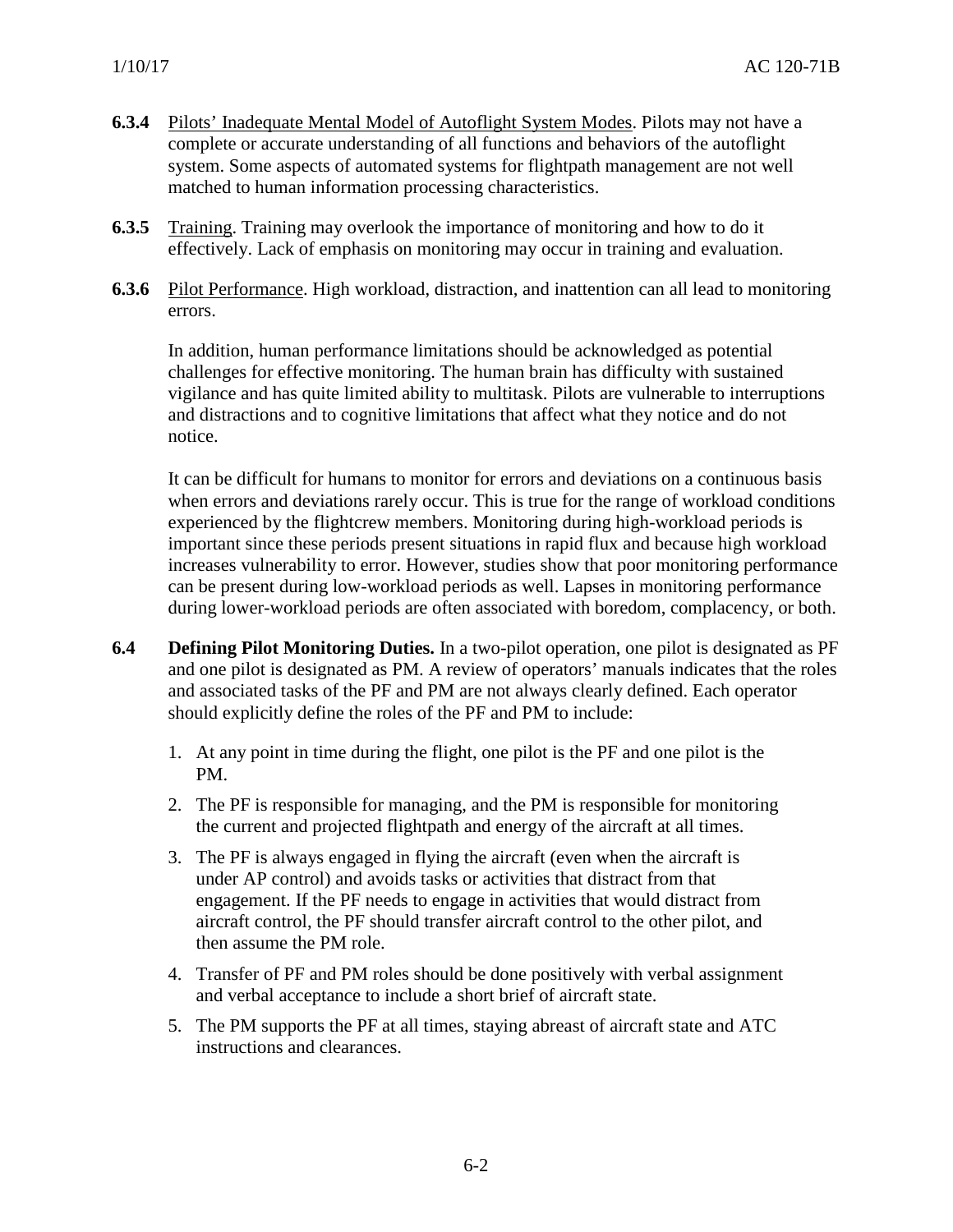**6.3.4** Pilots' Inadequate Mental Model of Autoflight System Modes. Pilots may not have a complete or accurate understanding of all functions and behaviors of the autoflight system. Some aspects of automated systems for flightpath management are not well matched to human information processing characteristics.

**6.3.5** Training. Training may overlook the importance of monitoring and how to do it effectively. Lack of emphasis on monitoring may occur in training and evaluation.

**6.3.6** Pilot Performance. High workload, distraction, and inattention can all lead to monitoring errors.

In addition, human performance limitations should be acknowledged as potential challenges for effective monitoring. The human brain has difficulty with sustained vigilance and has quite limited ability to multitask. Pilots are vulnerable to interruptions and distractions and to cognitive limitations that affect what they notice and do not notice.

It can be difficult for humans to monitor for errors and deviations on a continuous basis when errors and deviations rarely occur. This is true for the range of workload conditions experienced by the flightcrew members. Monitoring during high-workload periods is important since these periods present situations in rapid flux and because high workload increases vulnerability to error. However, studies show that poor monitoring performance can be present during low-workload periods as well. Lapses in monitoring performance during lower-workload periods are often associated with boredom, complacency, or both.

**6.4 Defining Pilot Monitoring Duties.** In a two-pilot operation, one pilot is designated as PF and one pilot is designated as PM. A review of operators' manuals indicates that the roles and associated tasks of the PF and PM are not always clearly defined. Each operator should explicitly define the roles of the PF and PM to include:

1. At any point in time during the flight, one pilot is the PF and one pilot is the PM.
2. The PF is responsible for managing, and the PM is responsible for monitoring the current and projected flightpath and energy of the aircraft at all times.
3. The PF is always engaged in flying the aircraft (even when the aircraft is under AP control) and avoids tasks or activities that distract from that engagement. If the PF needs to engage in activities that would distract from aircraft control, the PF should transfer aircraft control to the other pilot, and then assume the PM role.
4. Transfer of PF and PM roles should be done positively with verbal assignment and verbal acceptance to include a short brief of aircraft state.
5. The PM supports the PF at all times, staying abreast of aircraft state and ATC instructions and clearances.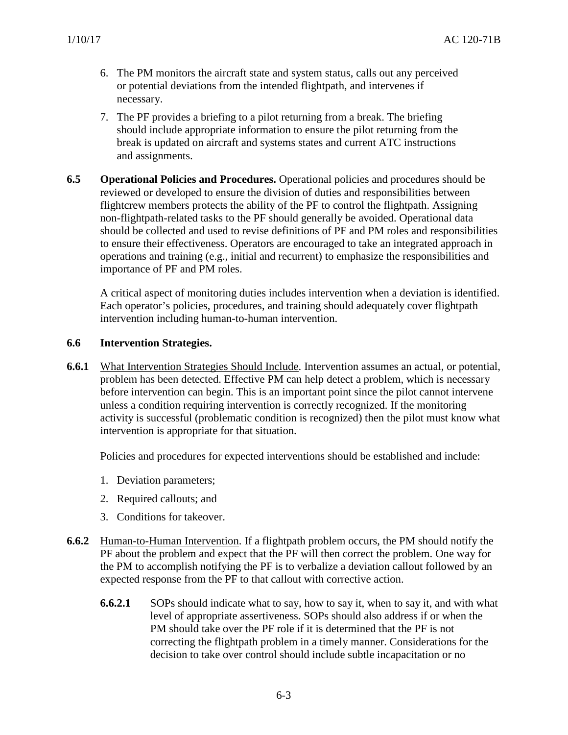6. The PM monitors the aircraft state and system status, calls out any perceived or potential deviations from the intended flightpath, and intervenes if necessary.
7. The PF provides a briefing to a pilot returning from a break. The briefing should include appropriate information to ensure the pilot returning from the break is updated on aircraft and systems states and current ATC instructions and assignments.

**6.5 Operational Policies and Procedures.** Operational policies and procedures should be reviewed or developed to ensure the division of duties and responsibilities between flightcrew members protects the ability of the PF to control the flightpath. Assigning non-flightpath-related tasks to the PF should generally be avoided. Operational data should be collected and used to revise definitions of PF and PM roles and responsibilities to ensure their effectiveness. Operators are encouraged to take an integrated approach in operations and training (e.g., initial and recurrent) to emphasize the responsibilities and importance of PF and PM roles.

A critical aspect of monitoring duties includes intervention when a deviation is identified. Each operator's policies, procedures, and training should adequately cover flightpath intervention including human-to-human intervention.

**6.6 Intervention Strategies.**

**6.6.1** What Intervention Strategies Should Include. Intervention assumes an actual, or potential, problem has been detected. Effective PM can help detect a problem, which is necessary before intervention can begin. This is an important point since the pilot cannot intervene unless a condition requiring intervention is correctly recognized. If the monitoring activity is successful (problematic condition is recognized) then the pilot must know what intervention is appropriate for that situation.

Policies and procedures for expected interventions should be established and include:

1. Deviation parameters;
2. Required callouts; and
3. Conditions for takeover.

**6.6.2** Human-to-Human Intervention. If a flightpath problem occurs, the PM should notify the PF about the problem and expect that the PF will then correct the problem. One way for the PM to accomplish notifying the PF is to verbalize a deviation callout followed by an expected response from the PF to that callout with corrective action.

**6.6.2.1** SOPs should indicate what to say, how to say it, when to say it, and with what level of appropriate assertiveness. SOPs should also address if or when the PM should take over the PF role if it is determined that the PF is not correcting the flightpath problem in a timely manner. Considerations for the decision to take over control should include subtle incapacitation or no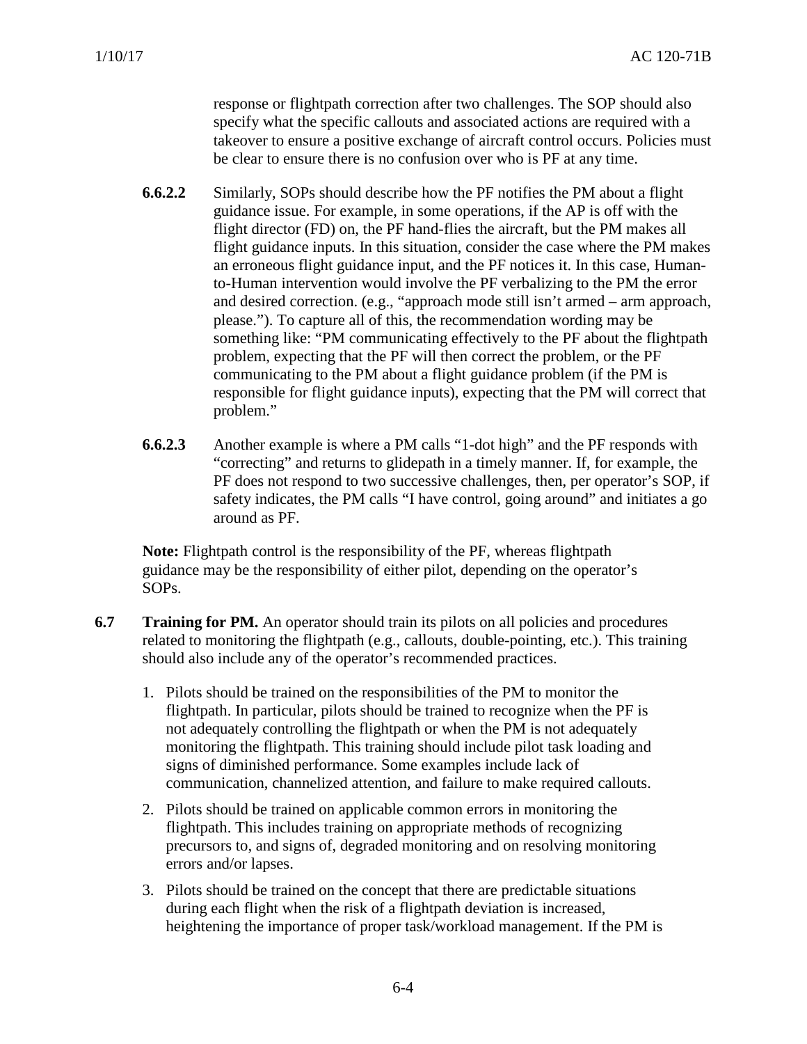response or flightpath correction after two challenges. The SOP should also specify what the specific callouts and associated actions are required with a takeover to ensure a positive exchange of aircraft control occurs. Policies must be clear to ensure there is no confusion over who is PF at any time.

**6.6.2.2** Similarly, SOPs should describe how the PF notifies the PM about a flight guidance issue. For example, in some operations, if the AP is off with the flight director (FD) on, the PF hand-flies the aircraft, but the PM makes all flight guidance inputs. In this situation, consider the case where the PM makes an erroneous flight guidance input, and the PF notices it. In this case, Human-to-Human intervention would involve the PF verbalizing to the PM the error and desired correction. (e.g., "approach mode still isn't armed – arm approach, please."). To capture all of this, the recommendation wording may be something like: "PM communicating effectively to the PF about the flightpath problem, expecting that the PF will then correct the problem, or the PF communicating to the PM about a flight guidance problem (if the PM is responsible for flight guidance inputs), expecting that the PM will correct that problem."

**6.6.2.3** Another example is where a PM calls "1-dot high" and the PF responds with "correcting" and returns to glidepath in a timely manner. If, for example, the PF does not respond to two successive challenges, then, per operator's SOP, if safety indicates, the PM calls "I have control, going around" and initiates a go around as PF.

**Note:** Flightpath control is the responsibility of the PF, whereas flightpath guidance may be the responsibility of either pilot, depending on the operator's SOPs.

**6.7 Training for PM.** An operator should train its pilots on all policies and procedures related to monitoring the flightpath (e.g., callouts, double-pointing, etc.). This training should also include any of the operator's recommended practices.

1. Pilots should be trained on the responsibilities of the PM to monitor the flightpath. In particular, pilots should be trained to recognize when the PF is not adequately controlling the flightpath or when the PM is not adequately monitoring the flightpath. This training should include pilot task loading and signs of diminished performance. Some examples include lack of communication, channelized attention, and failure to make required callouts.
2. Pilots should be trained on applicable common errors in monitoring the flightpath. This includes training on appropriate methods of recognizing precursors to, and signs of, degraded monitoring and on resolving monitoring errors and/or lapses.
3. Pilots should be trained on the concept that there are predictable situations during each flight when the risk of a flightpath deviation is increased, heightening the importance of proper task/workload management. If the PM is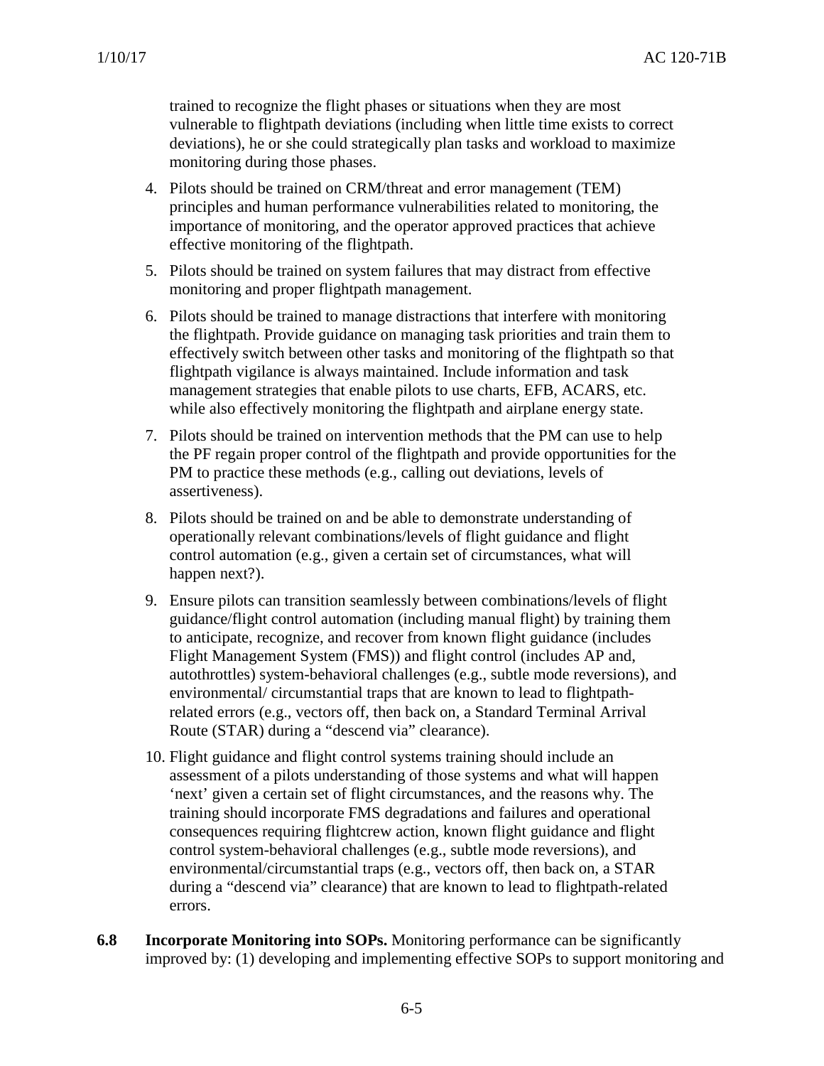trained to recognize the flight phases or situations when they are most vulnerable to flightpath deviations (including when little time exists to correct deviations), he or she could strategically plan tasks and workload to maximize monitoring during those phases.

4. Pilots should be trained on CRM/threat and error management (TEM) principles and human performance vulnerabilities related to monitoring, the importance of monitoring, and the operator approved practices that achieve effective monitoring of the flightpath.
5. Pilots should be trained on system failures that may distract from effective monitoring and proper flightpath management.
6. Pilots should be trained to manage distractions that interfere with monitoring the flightpath. Provide guidance on managing task priorities and train them to effectively switch between other tasks and monitoring of the flightpath so that flightpath vigilance is always maintained. Include information and task management strategies that enable pilots to use charts, EFB, ACARS, etc. while also effectively monitoring the flightpath and airplane energy state.
7. Pilots should be trained on intervention methods that the PM can use to help the PF regain proper control of the flightpath and provide opportunities for the PM to practice these methods (e.g., calling out deviations, levels of assertiveness).
8. Pilots should be trained on and be able to demonstrate understanding of operationally relevant combinations/levels of flight guidance and flight control automation (e.g., given a certain set of circumstances, what will happen next?).
9. Ensure pilots can transition seamlessly between combinations/levels of flight guidance/flight control automation (including manual flight) by training them to anticipate, recognize, and recover from known flight guidance (includes Flight Management System (FMS)) and flight control (includes AP and, autothrottles) system-behavioral challenges (e.g., subtle mode reversions), and environmental/ circumstantial traps that are known to lead to flightpath-related errors (e.g., vectors off, then back on, a Standard Terminal Arrival Route (STAR) during a “descend via” clearance).
10. Flight guidance and flight control systems training should include an assessment of a pilots understanding of those systems and what will happen ‘next’ given a certain set of flight circumstances, and the reasons why. The training should incorporate FMS degradations and failures and operational consequences requiring flightcrew action, known flight guidance and flight control system-behavioral challenges (e.g., subtle mode reversions), and environmental/circumstantial traps (e.g., vectors off, then back on, a STAR during a “descend via” clearance) that are known to lead to flightpath-related errors.

**6.8 Incorporate Monitoring into SOPs.** Monitoring performance can be significantly improved by: (1) developing and implementing effective SOPs to support monitoring and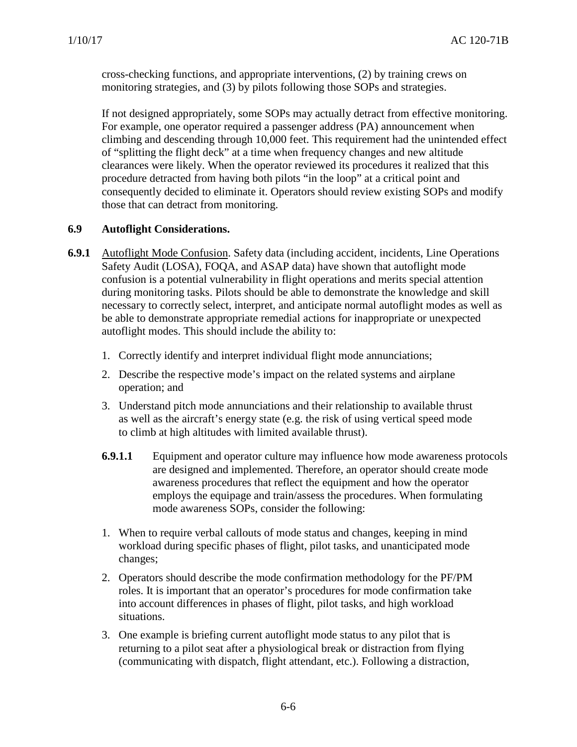cross-checking functions, and appropriate interventions, (2) by training crews on monitoring strategies, and (3) by pilots following those SOPs and strategies.

If not designed appropriately, some SOPs may actually detract from effective monitoring. For example, one operator required a passenger address (PA) announcement when climbing and descending through 10,000 feet. This requirement had the unintended effect of "splitting the flight deck" at a time when frequency changes and new altitude clearances were likely. When the operator reviewed its procedures it realized that this procedure detracted from having both pilots "in the loop" at a critical point and consequently decided to eliminate it. Operators should review existing SOPs and modify those that can detract from monitoring.

## 6.9 Autoflight Considerations.

**6.9.1** Autoflight Mode Confusion. Safety data (including accident, incidents, Line Operations Safety Audit (LOSA), FOQA, and ASAP data) have shown that autoflight mode confusion is a potential vulnerability in flight operations and merits special attention during monitoring tasks. Pilots should be able to demonstrate the knowledge and skill necessary to correctly select, interpret, and anticipate normal autoflight modes as well as be able to demonstrate appropriate remedial actions for inappropriate or unexpected autoflight modes. This should include the ability to:

1. Correctly identify and interpret individual flight mode annunciations;
2. Describe the respective mode's impact on the related systems and airplane operation; and
3. Understand pitch mode annunciations and their relationship to available thrust as well as the aircraft's energy state (e.g. the risk of using vertical speed mode to climb at high altitudes with limited available thrust).

**6.9.1.1** Equipment and operator culture may influence how mode awareness protocols are designed and implemented. Therefore, an operator should create mode awareness procedures that reflect the equipment and how the operator employs the equipage and train/assess the procedures. When formulating mode awareness SOPs, consider the following:

1. When to require verbal callouts of mode status and changes, keeping in mind workload during specific phases of flight, pilot tasks, and unanticipated mode changes;
2. Operators should describe the mode confirmation methodology for the PF/PM roles. It is important that an operator's procedures for mode confirmation take into account differences in phases of flight, pilot tasks, and high workload situations.
3. One example is briefing current autoflight mode status to any pilot that is returning to a pilot seat after a physiological break or distraction from flying (communicating with dispatch, flight attendant, etc.). Following a distraction,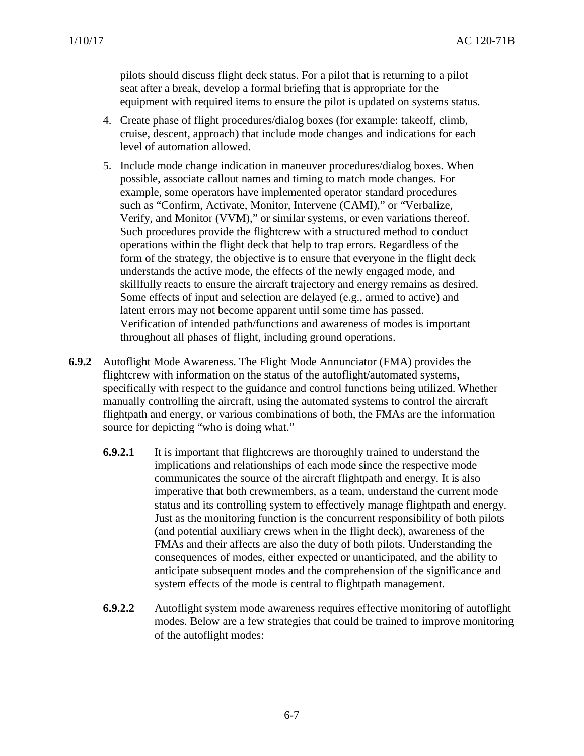pilots should discuss flight deck status. For a pilot that is returning to a pilot seat after a break, develop a formal briefing that is appropriate for the equipment with required items to ensure the pilot is updated on systems status.

4. Create phase of flight procedures/dialog boxes (for example: takeoff, climb, cruise, descent, approach) that include mode changes and indications for each level of automation allowed.
5. Include mode change indication in maneuver procedures/dialog boxes. When possible, associate callout names and timing to match mode changes. For example, some operators have implemented operator standard procedures such as "Confirm, Activate, Monitor, Intervene (CAMI)," or "Verbalize, Verify, and Monitor (VVM)," or similar systems, or even variations thereof. Such procedures provide the flightcrew with a structured method to conduct operations within the flight deck that help to trap errors. Regardless of the form of the strategy, the objective is to ensure that everyone in the flight deck understands the active mode, the effects of the newly engaged mode, and skillfully reacts to ensure the aircraft trajectory and energy remains as desired. Some effects of input and selection are delayed (e.g., armed to active) and latent errors may not become apparent until some time has passed. Verification of intended path/functions and awareness of modes is important throughout all phases of flight, including ground operations.

**6.9.2** Autoflight Mode Awareness. The Flight Mode Annunciator (FMA) provides the flightcrew with information on the status of the autoflight/automated systems, specifically with respect to the guidance and control functions being utilized. Whether manually controlling the aircraft, using the automated systems to control the aircraft flightpath and energy, or various combinations of both, the FMAs are the information source for depicting "who is doing what."

**6.9.2.1** It is important that flightcrews are thoroughly trained to understand the implications and relationships of each mode since the respective mode communicates the source of the aircraft flightpath and energy. It is also imperative that both crewmembers, as a team, understand the current mode status and its controlling system to effectively manage flightpath and energy. Just as the monitoring function is the concurrent responsibility of both pilots (and potential auxiliary crews when in the flight deck), awareness of the FMAs and their affects are also the duty of both pilots. Understanding the consequences of modes, either expected or unanticipated, and the ability to anticipate subsequent modes and the comprehension of the significance and system effects of the mode is central to flightpath management.

**6.9.2.2** Autoflight system mode awareness requires effective monitoring of autoflight modes. Below are a few strategies that could be trained to improve monitoring of the autoflight modes: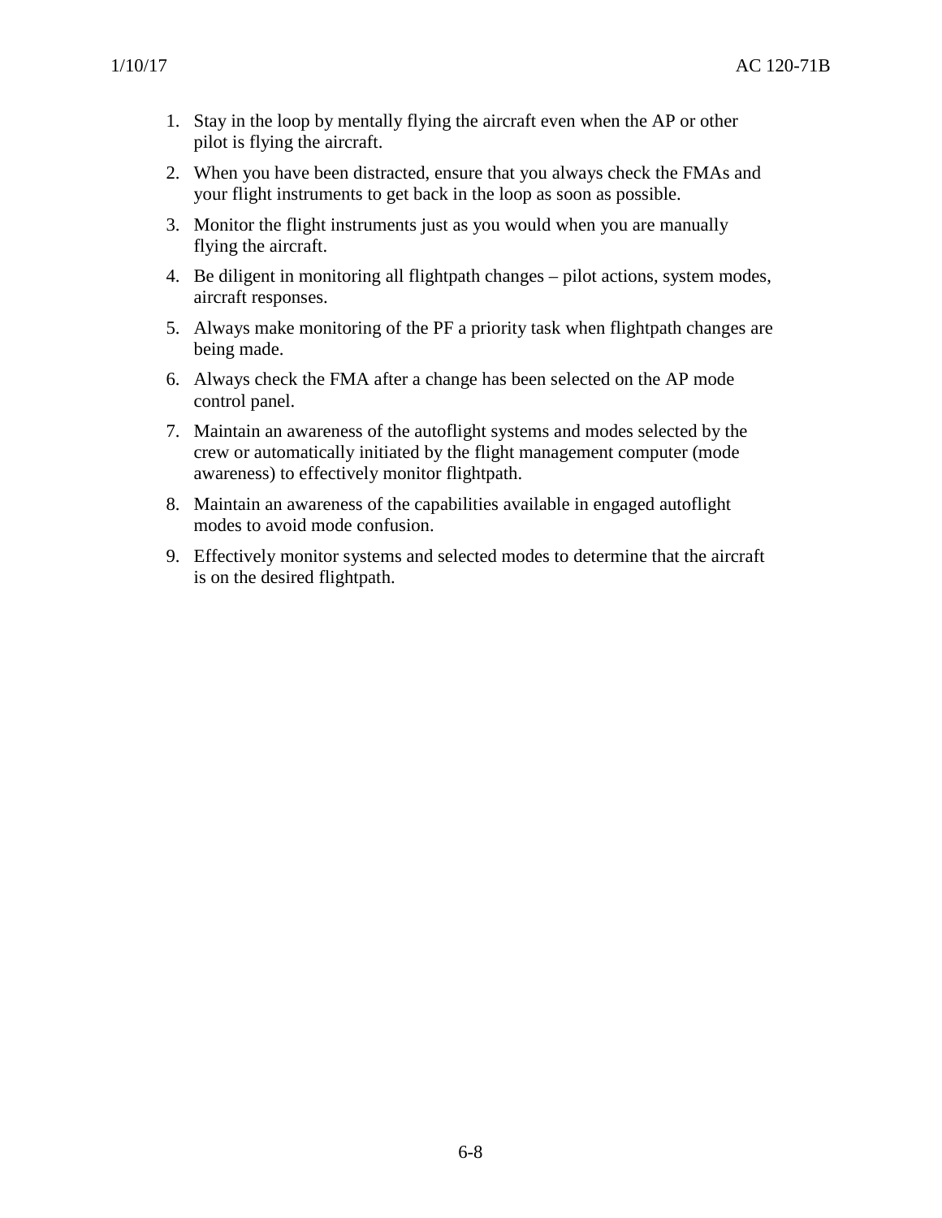1. Stay in the loop by mentally flying the aircraft even when the AP or other pilot is flying the aircraft.
2. When you have been distracted, ensure that you always check the FMAs and your flight instruments to get back in the loop as soon as possible.
3. Monitor the flight instruments just as you would when you are manually flying the aircraft.
4. Be diligent in monitoring all flightpath changes – pilot actions, system modes, aircraft responses.
5. Always make monitoring of the PF a priority task when flightpath changes are being made.
6. Always check the FMA after a change has been selected on the AP mode control panel.
7. Maintain an awareness of the autoflight systems and modes selected by the crew or automatically initiated by the flight management computer (mode awareness) to effectively monitor flightpath.
8. Maintain an awareness of the capabilities available in engaged autoflight modes to avoid mode confusion.
9. Effectively monitor systems and selected modes to determine that the aircraft is on the desired flightpath.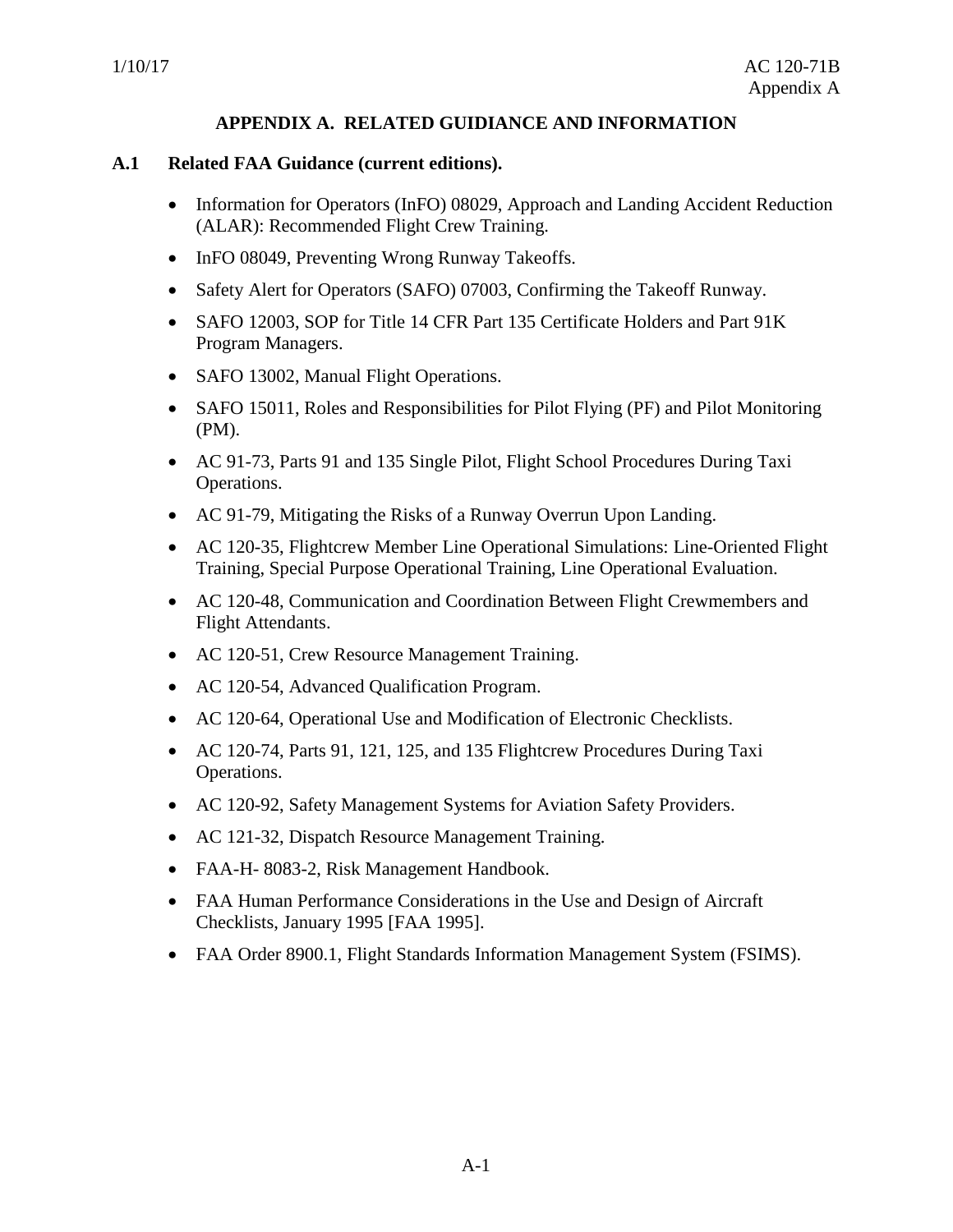# APPENDIX A. RELATED GUIDIANCE AND INFORMATION

## A.1 Related FAA Guidance (current editions).

- Information for Operators (InFO) 08029, Approach and Landing Accident Reduction (ALAR): Recommended Flight Crew Training.
- InFO 08049, Preventing Wrong Runway Takeoffs.
- Safety Alert for Operators (SAFO) 07003, Confirming the Takeoff Runway.
- SAFO 12003, SOP for Title 14 CFR Part 135 Certificate Holders and Part 91K Program Managers.
- SAFO 13002, Manual Flight Operations.
- SAFO 15011, Roles and Responsibilities for Pilot Flying (PF) and Pilot Monitoring (PM).
- AC 91-73, Parts 91 and 135 Single Pilot, Flight School Procedures During Taxi Operations.
- AC 91-79, Mitigating the Risks of a Runway Overrun Upon Landing.
- AC 120-35, Flightcrew Member Line Operational Simulations: Line-Oriented Flight Training, Special Purpose Operational Training, Line Operational Evaluation.
- AC 120-48, Communication and Coordination Between Flight Crewmembers and Flight Attendants.
- AC 120-51, Crew Resource Management Training.
- AC 120-54, Advanced Qualification Program.
- AC 120-64, Operational Use and Modification of Electronic Checklists.
- AC 120-74, Parts 91, 121, 125, and 135 Flightcrew Procedures During Taxi Operations.
- AC 120-92, Safety Management Systems for Aviation Safety Providers.
- AC 121-32, Dispatch Resource Management Training.
- FAA-H- 8083-2, Risk Management Handbook.
- FAA Human Performance Considerations in the Use and Design of Aircraft Checklists, January 1995 [FAA 1995].
- FAA Order 8900.1, Flight Standards Information Management System (FSIMS).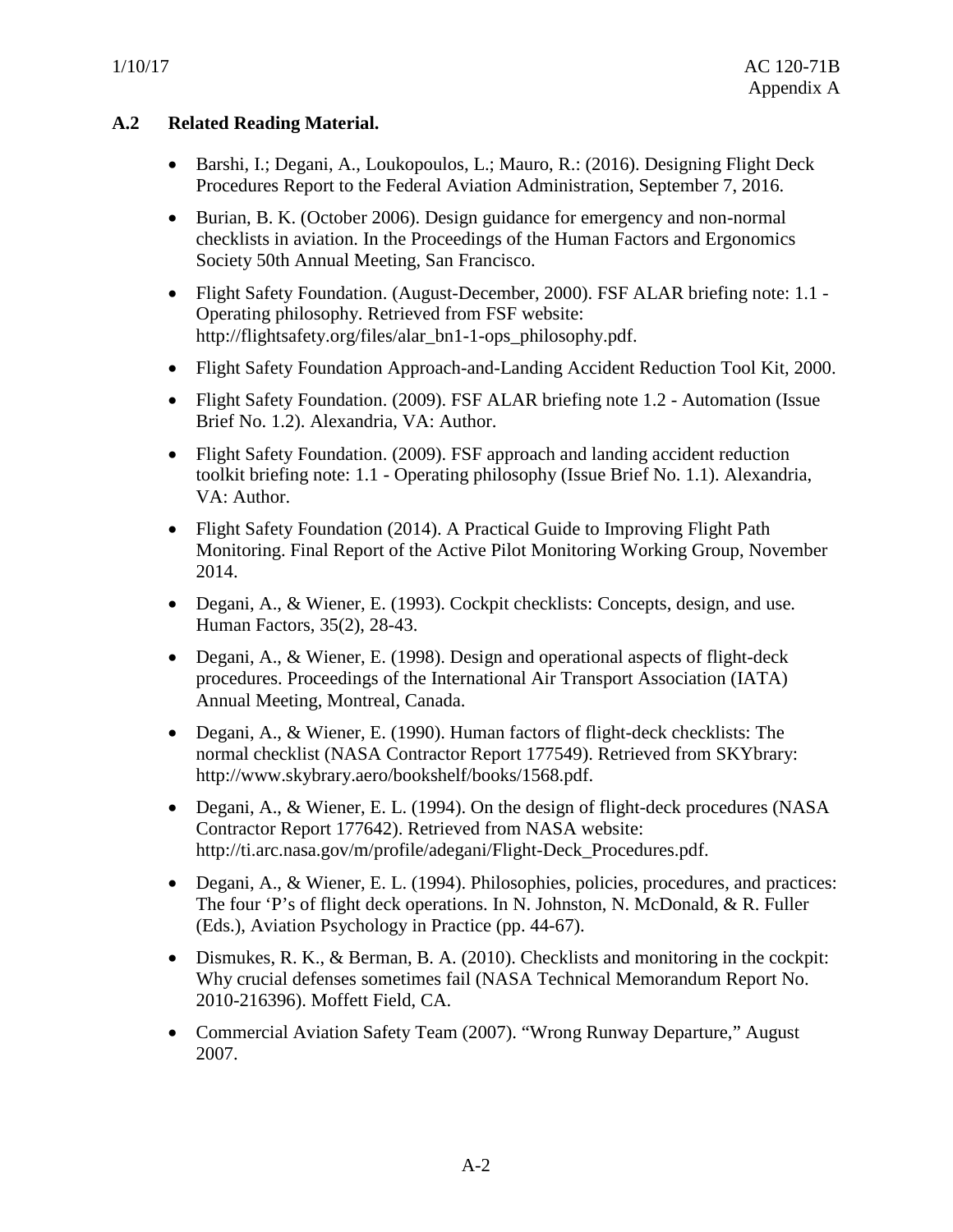## A.2 Related Reading Material.

- Barshi, I.; Degani, A., Loukopoulos, L.; Mauro, R.: (2016). Designing Flight Deck Procedures Report to the Federal Aviation Administration, September 7, 2016.
- Burian, B. K. (October 2006). Design guidance for emergency and non-normal checklists in aviation. In the Proceedings of the Human Factors and Ergonomics Society 50th Annual Meeting, San Francisco.
- Flight Safety Foundation. (August-December, 2000). FSF ALAR briefing note: 1.1 - Operating philosophy. Retrieved from FSF website: http://flightsafety.org/files/alar_bn1-1-ops_philosophy.pdf.
- Flight Safety Foundation Approach-and-Landing Accident Reduction Tool Kit, 2000.
- Flight Safety Foundation. (2009). FSF ALAR briefing note 1.2 - Automation (Issue Brief No. 1.2). Alexandria, VA: Author.
- Flight Safety Foundation. (2009). FSF approach and landing accident reduction toolkit briefing note: 1.1 - Operating philosophy (Issue Brief No. 1.1). Alexandria, VA: Author.
- Flight Safety Foundation (2014). A Practical Guide to Improving Flight Path Monitoring. Final Report of the Active Pilot Monitoring Working Group, November 2014.
- Degani, A., & Wiener, E. (1993). Cockpit checklists: Concepts, design, and use. Human Factors, 35(2), 28-43.
- Degani, A., & Wiener, E. (1998). Design and operational aspects of flight-deck procedures. Proceedings of the International Air Transport Association (IATA) Annual Meeting, Montreal, Canada.
- Degani, A., & Wiener, E. (1990). Human factors of flight-deck checklists: The normal checklist (NASA Contractor Report 177549). Retrieved from SKYbrary: http://www.skybrary.aero/bookshelf/books/1568.pdf.
- Degani, A., & Wiener, E. L. (1994). On the design of flight-deck procedures (NASA Contractor Report 177642). Retrieved from NASA website: http://ti.arc.nasa.gov/m/profile/adegani/Flight-Deck_Procedures.pdf.
- Degani, A., & Wiener, E. L. (1994). Philosophies, policies, procedures, and practices: The four 'P's of flight deck operations. In N. Johnston, N. McDonald, & R. Fuller (Eds.), Aviation Psychology in Practice (pp. 44-67).
- Dismukes, R. K., & Berman, B. A. (2010). Checklists and monitoring in the cockpit: Why crucial defenses sometimes fail (NASA Technical Memorandum Report No. 2010-216396). Moffett Field, CA.
- Commercial Aviation Safety Team (2007). "Wrong Runway Departure," August 2007.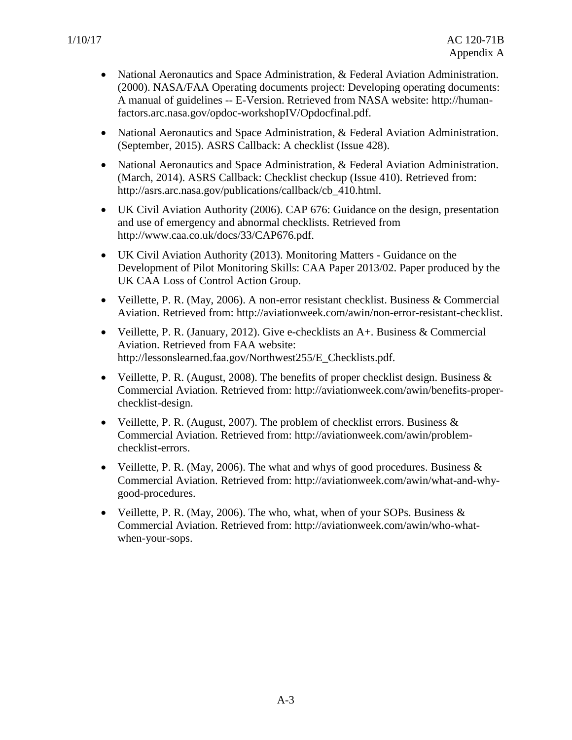- National Aeronautics and Space Administration, & Federal Aviation Administration. (2000). NASA/FAA Operating documents project: Developing operating documents: A manual of guidelines -- E-Version. Retrieved from NASA website: http://human-factors.arc.nasa.gov/opdoc-workshopIV/Opdocfinal.pdf.

- National Aeronautics and Space Administration, & Federal Aviation Administration. (September, 2015). ASRS Callback: A checklist (Issue 428).

- National Aeronautics and Space Administration, & Federal Aviation Administration. (March, 2014). ASRS Callback: Checklist checkup (Issue 410). Retrieved from: http://asrs.arc.nasa.gov/publications/callback/cb_410.html.

- UK Civil Aviation Authority (2006). CAP 676: Guidance on the design, presentation and use of emergency and abnormal checklists. Retrieved from http://www.caa.co.uk/docs/33/CAP676.pdf.

- UK Civil Aviation Authority (2013). Monitoring Matters - Guidance on the Development of Pilot Monitoring Skills: CAA Paper 2013/02. Paper produced by the UK CAA Loss of Control Action Group.

- Veillette, P. R. (May, 2006). A non-error resistant checklist. Business & Commercial Aviation. Retrieved from: http://aviationweek.com/awin/non-error-resistant-checklist.

- Veillette, P. R. (January, 2012). Give e-checklists an A+. Business & Commercial Aviation. Retrieved from FAA website: http://lessonslearned.faa.gov/Northwest255/E_Checklists.pdf.

- Veillette, P. R. (August, 2008). The benefits of proper checklist design. Business & Commercial Aviation. Retrieved from: http://aviationweek.com/awin/benefits-proper-checklist-design.

- Veillette, P. R. (August, 2007). The problem of checklist errors. Business & Commercial Aviation. Retrieved from: http://aviationweek.com/awin/problem-checklist-errors.

- Veillette, P. R. (May, 2006). The what and whys of good procedures. Business & Commercial Aviation. Retrieved from: http://aviationweek.com/awin/what-and-why-good-procedures.

- Veillette, P. R. (May, 2006). The who, what, when of your SOPs. Business & Commercial Aviation. Retrieved from: http://aviationweek.com/awin/who-what-when-your-sops.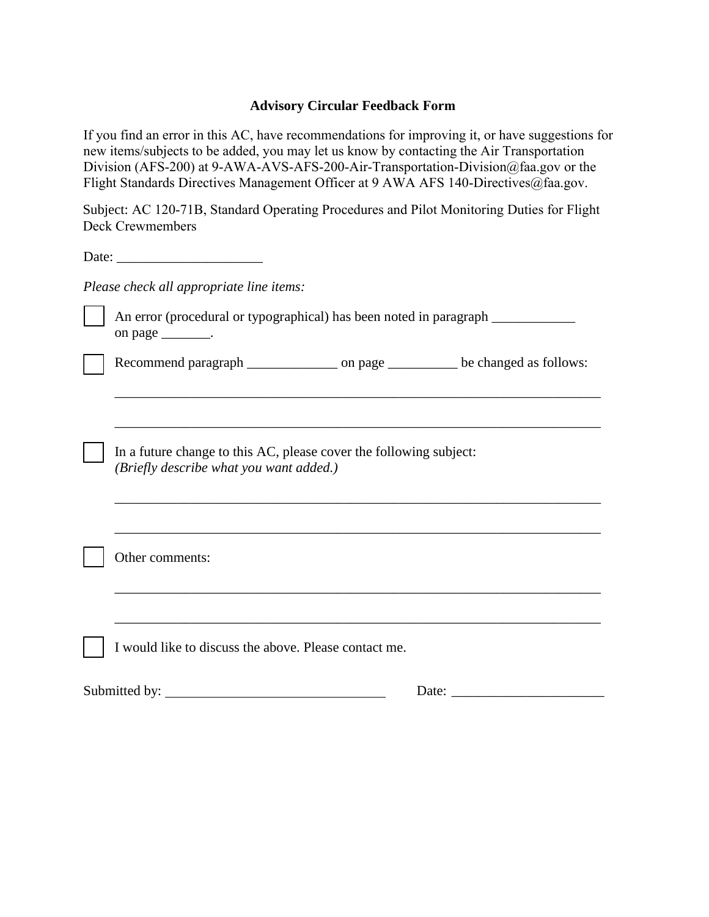## Advisory Circular Feedback Form

If you find an error in this AC, have recommendations for improving it, or have suggestions for new items/subjects to be added, you may let us know by contacting the Air Transportation Division (AFS-200) at 9-AWA-AVS-AFS-200-Air-Transportation-Division@faa.gov or the Flight Standards Directives Management Officer at 9 AWA AFS 140-Directives@faa.gov.

Subject: AC 120-71B, Standard Operating Procedures and Pilot Monitoring Duties for Flight Deck Crewmembers

Date: _____________________

*Please check all appropriate line items:*

☐ An error (procedural or typographical) has been noted in paragraph ____________ on page _______.

☐ Recommend paragraph _____________ on page __________ be changed as follows:

________________________________________________________________________

________________________________________________________________________

☐ In a future change to this AC, please cover the following subject:
*(Briefly describe what you want added.)*

________________________________________________________________________

________________________________________________________________________

☐ Other comments:

________________________________________________________________________

________________________________________________________________________

☐ I would like to discuss the above. Please contact me.

Submitted by: ________________________________ Date: ______________________